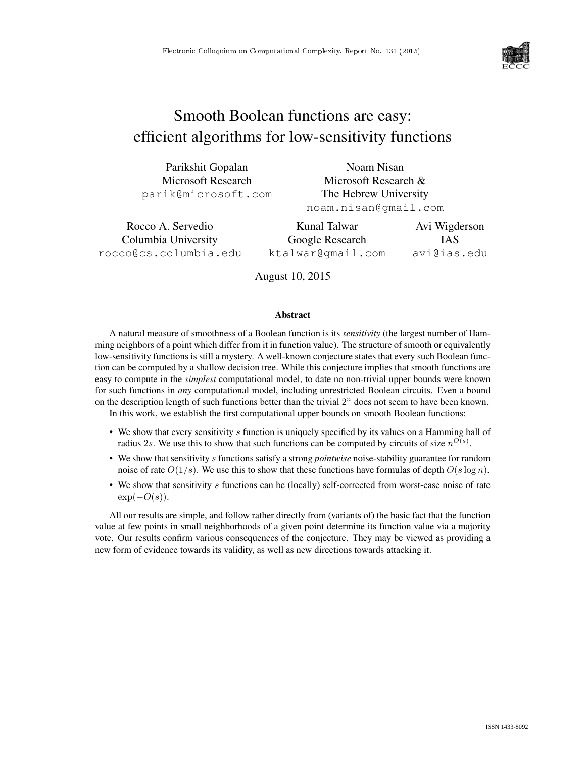# Smooth Boolean functions are easy: efficient algorithms for low-sensitivity functions

Parikshit Gopalan
Microsoft Research
parik@microsoft.com

Noam Nisan
Microsoft Research &
The Hebrew University
noam.nisan@gmail.com

Rocco A. Servedio
Columbia University
rocco@cs.columbia.edu

Kunal Talwar
Google Research
ktalwar@gmail.com

Avi Wigderson
IAS
avi@ias.edu

August 10, 2015

### Abstract

A natural measure of smoothness of a Boolean function is its *sensitivity* (the largest number of Hamming neighbors of a point which differ from it in function value). The structure of smooth or equivalently low-sensitivity functions is still a mystery. A well-known conjecture states that every such Boolean function can be computed by a shallow decision tree. While this conjecture implies that smooth functions are easy to compute in the *simplest* computational model, to date no non-trivial upper bounds were known for such functions in *any* computational model, including unrestricted Boolean circuits. Even a bound on the description length of such functions better than the trivial $2^n$ does not seem to have been known.

In this work, we establish the first computational upper bounds on smooth Boolean functions:

- We show that every sensitivity $s$ function is uniquely specified by its values on a Hamming ball of radius $2s$. We use this to show that such functions can be computed by circuits of size $n^{O(s)}$.
- We show that sensitivity $s$ functions satisfy a strong *pointwise* noise-stability guarantee for random noise of rate $O(1/s)$. We use this to show that these functions have formulas of depth $O(s \log n)$.
- We show that sensitivity $s$ functions can be (locally) self-corrected from worst-case noise of rate $\exp(-O(s))$.

All our results are simple, and follow rather directly from (variants of) the basic fact that the function value at few points in small neighborhoods of a given point determine its function value via a majority vote. Our results confirm various consequences of the conjecture. They may be viewed as providing a new form of evidence towards its validity, as well as new directions towards attacking it.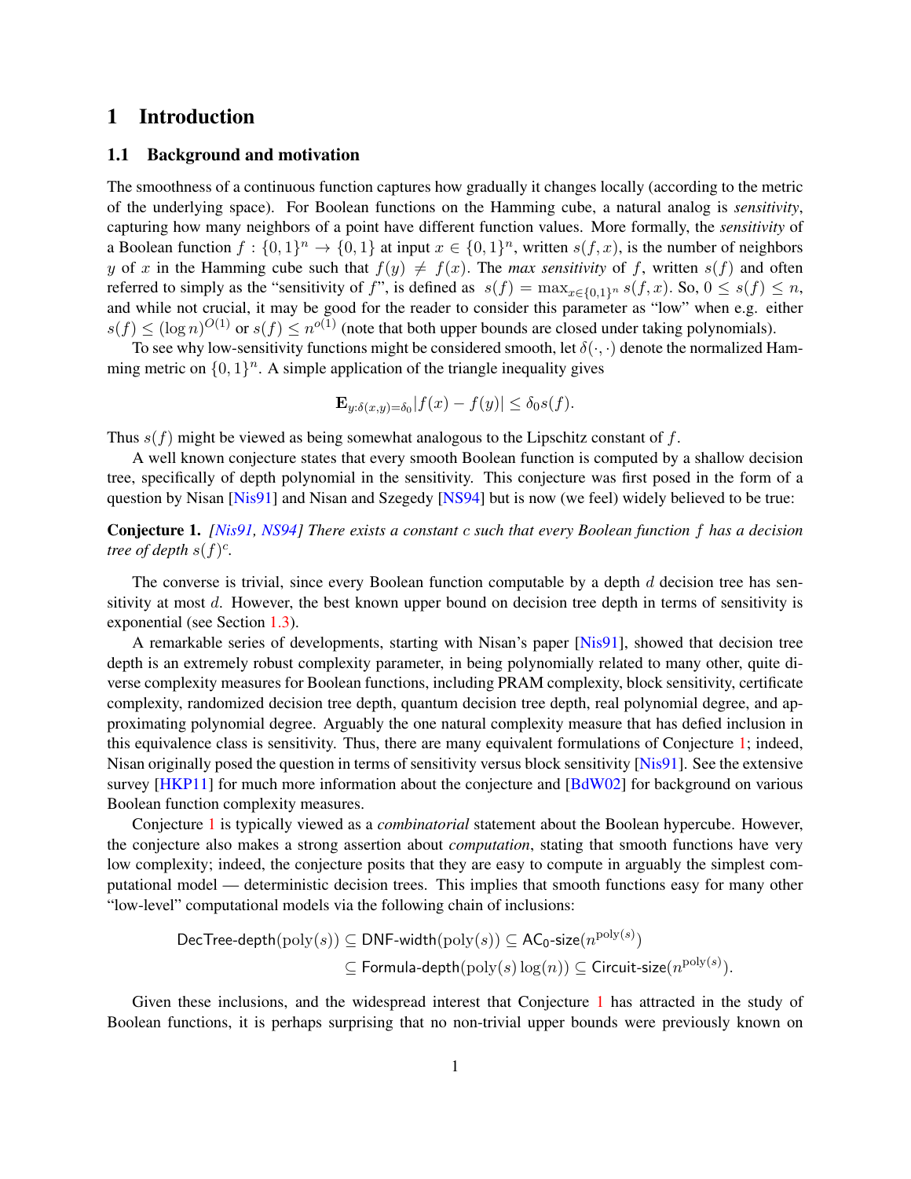# 1 Introduction

## 1.1 Background and motivation

The smoothness of a continuous function captures how gradually it changes locally (according to the metric of the underlying space). For Boolean functions on the Hamming cube, a natural analog is *sensitivity*, capturing how many neighbors of a point have different function values. More formally, the *sensitivity* of a Boolean function $f : \{0,1\}^n \to \{0,1\}$ at input $x \in \{0,1\}^n$, written $s(f,x)$, is the number of neighbors $y$ of $x$ in the Hamming cube such that $f(y) \neq f(x)$. The *max sensitivity* of $f$, written $s(f)$ and often referred to simply as the "sensitivity of $f$", is defined as $s(f) = \max_{x \in \{0,1\}^n} s(f,x)$. So, $0 \leq s(f) \leq n$, and while not crucial, it may be good for the reader to consider this parameter as "low" when e.g. either $s(f) \leq (\log n)^{O(1)}$ or $s(f) \leq n^{o(1)}$ (note that both upper bounds are closed under taking polynomials).

To see why low-sensitivity functions might be considered smooth, let $\delta(\cdot,\cdot)$ denote the normalized Hamming metric on $\{0,1\}^n$. A simple application of the triangle inequality gives

$$\mathbf{E}_{y:\delta(x,y)=\delta_0}|f(x) - f(y)| \leq \delta_0 s(f).$$

Thus $s(f)$ might be viewed as being somewhat analogous to the Lipschitz constant of $f$.

A well known conjecture states that every smooth Boolean function is computed by a shallow decision tree, specifically of depth polynomial in the sensitivity. This conjecture was first posed in the form of a question by Nisan [Nis91] and Nisan and Szegedy [NS94] but is now (we feel) widely believed to be true:

**Conjecture 1.** *[Nis91, NS94] There exists a constant $c$ such that every Boolean function $f$ has a decision tree of depth $s(f)^c$.*

The converse is trivial, since every Boolean function computable by a depth $d$ decision tree has sensitivity at most $d$. However, the best known upper bound on decision tree depth in terms of sensitivity is exponential (see Section 1.3).

A remarkable series of developments, starting with Nisan's paper [Nis91], showed that decision tree depth is an extremely robust complexity parameter, in being polynomially related to many other, quite diverse complexity measures for Boolean functions, including PRAM complexity, block sensitivity, certificate complexity, randomized decision tree depth, quantum decision tree depth, real polynomial degree, and approximating polynomial degree. Arguably the one natural complexity measure that has defied inclusion in this equivalence class is sensitivity. Thus, there are many equivalent formulations of Conjecture 1; indeed, Nisan originally posed the question in terms of sensitivity versus block sensitivity [Nis91]. See the extensive survey [HKP11] for much more information about the conjecture and [BdW02] for background on various Boolean function complexity measures.

Conjecture 1 is typically viewed as a *combinatorial* statement about the Boolean hypercube. However, the conjecture also makes a strong assertion about *computation*, stating that smooth functions have very low complexity; indeed, the conjecture posits that they are easy to compute in arguably the simplest computational model — deterministic decision trees. This implies that smooth functions easy for many other "low-level" computational models via the following chain of inclusions:

$$\begin{aligned}\mathsf{DecTree\text{-}depth}(\mathrm{poly}(s)) &\subseteq \mathsf{DNF\text{-}width}(\mathrm{poly}(s)) \subseteq \mathsf{AC_0\text{-}size}(n^{\mathrm{poly}(s)}) \\ &\subseteq \mathsf{Formula\text{-}depth}(\mathrm{poly}(s)\log(n)) \subseteq \mathsf{Circuit\text{-}size}(n^{\mathrm{poly}(s)}).\end{aligned}$$

Given these inclusions, and the widespread interest that Conjecture 1 has attracted in the study of Boolean functions, it is perhaps surprising that no non-trivial upper bounds were previously known on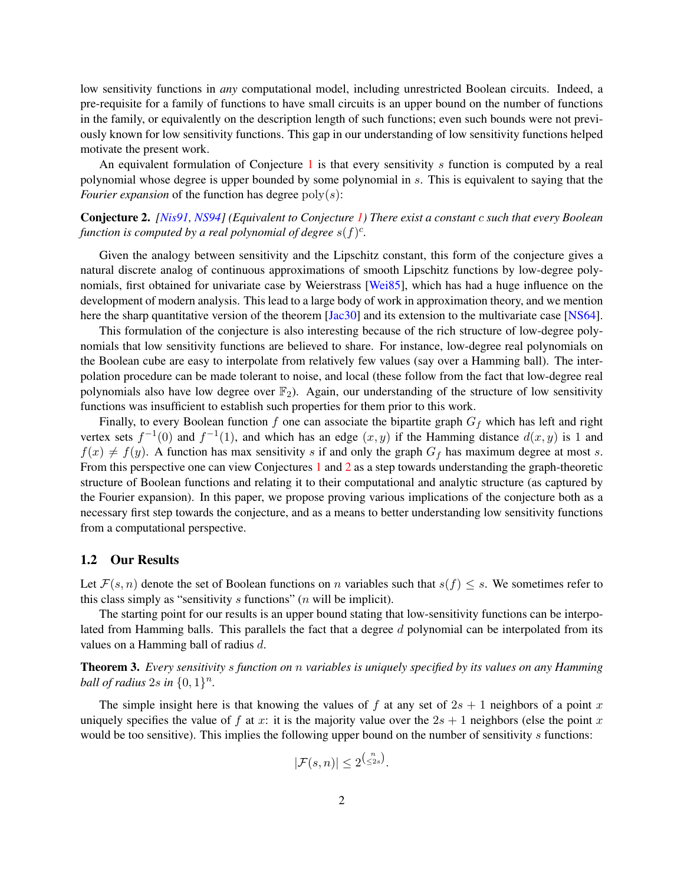low sensitivity functions in *any* computational model, including unrestricted Boolean circuits. Indeed, a pre-requisite for a family of functions to have small circuits is an upper bound on the number of functions in the family, or equivalently on the description length of such functions; even such bounds were not previously known for low sensitivity functions. This gap in our understanding of low sensitivity functions helped motivate the present work.

An equivalent formulation of Conjecture 1 is that every sensitivity $s$ function is computed by a real polynomial whose degree is upper bounded by some polynomial in $s$. This is equivalent to saying that the *Fourier expansion* of the function has degree $\mathrm{poly}(s)$:

**Conjecture 2.** *[Nis91, NS94] (Equivalent to Conjecture 1) There exist a constant $c$ such that every Boolean function is computed by a real polynomial of degree $s(f)^c$.*

Given the analogy between sensitivity and the Lipschitz constant, this form of the conjecture gives a natural discrete analog of continuous approximations of smooth Lipschitz functions by low-degree polynomials, first obtained for univariate case by Weierstrass [Wei85], which has had a huge influence on the development of modern analysis. This lead to a large body of work in approximation theory, and we mention here the sharp quantitative version of the theorem [Jac30] and its extension to the multivariate case [NS64].

This formulation of the conjecture is also interesting because of the rich structure of low-degree polynomials that low sensitivity functions are believed to share. For instance, low-degree real polynomials on the Boolean cube are easy to interpolate from relatively few values (say over a Hamming ball). The interpolation procedure can be made tolerant to noise, and local (these follow from the fact that low-degree real polynomials also have low degree over $\mathbb{F}_2$). Again, our understanding of the structure of low sensitivity functions was insufficient to establish such properties for them prior to this work.

Finally, to every Boolean function $f$ one can associate the bipartite graph $G_f$ which has left and right vertex sets $f^{-1}(0)$ and $f^{-1}(1)$, and which has an edge $(x, y)$ if the Hamming distance $d(x, y)$ is 1 and $f(x) \neq f(y)$. A function has max sensitivity $s$ if and only the graph $G_f$ has maximum degree at most $s$. From this perspective one can view Conjectures 1 and 2 as a step towards understanding the graph-theoretic structure of Boolean functions and relating it to their computational and analytic structure (as captured by the Fourier expansion). In this paper, we propose proving various implications of the conjecture both as a necessary first step towards the conjecture, and as a means to better understanding low sensitivity functions from a computational perspective.

## 1.2 Our Results

Let $\mathcal{F}(s, n)$ denote the set of Boolean functions on $n$ variables such that $s(f) \leq s$. We sometimes refer to this class simply as "sensitivity $s$ functions" ($n$ will be implicit).

The starting point for our results is an upper bound stating that low-sensitivity functions can be interpolated from Hamming balls. This parallels the fact that a degree $d$ polynomial can be interpolated from its values on a Hamming ball of radius $d$.

**Theorem 3.** *Every sensitivity $s$ function on $n$ variables is uniquely specified by its values on any Hamming ball of radius $2s$ in $\{0, 1\}^n$.*

The simple insight here is that knowing the values of $f$ at any set of $2s + 1$ neighbors of a point $x$ uniquely specifies the value of $f$ at $x$: it is the majority value over the $2s + 1$ neighbors (else the point $x$ would be too sensitive). This implies the following upper bound on the number of sensitivity $s$ functions:

$$|\mathcal{F}(s, n)| \leq 2^{\binom{n}{\leq 2s}}.$$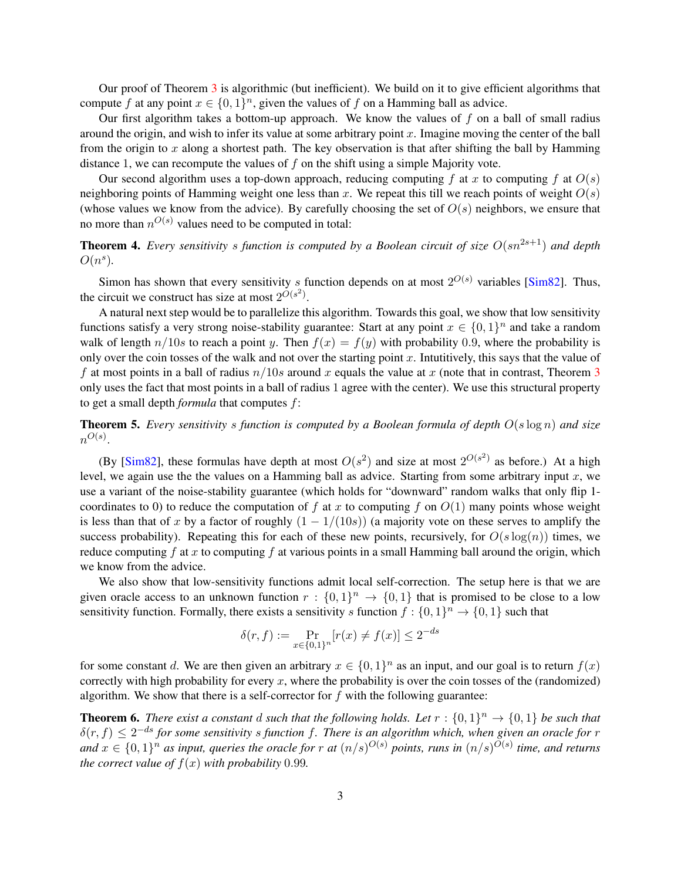Our proof of Theorem 3 is algorithmic (but inefficient). We build on it to give efficient algorithms that compute $f$ at any point $x \in \{0,1\}^n$, given the values of $f$ on a Hamming ball as advice.

Our first algorithm takes a bottom-up approach. We know the values of $f$ on a ball of small radius around the origin, and wish to infer its value at some arbitrary point $x$. Imagine moving the center of the ball from the origin to $x$ along a shortest path. The key observation is that after shifting the ball by Hamming distance 1, we can recompute the values of $f$ on the shift using a simple Majority vote.

Our second algorithm uses a top-down approach, reducing computing $f$ at $x$ to computing $f$ at $O(s)$ neighboring points of Hamming weight one less than $x$. We repeat this till we reach points of weight $O(s)$ (whose values we know from the advice). By carefully choosing the set of $O(s)$ neighbors, we ensure that no more than $n^{O(s)}$ values need to be computed in total:

**Theorem 4.** *Every sensitivity $s$ function is computed by a Boolean circuit of size $O(sn^{2s+1})$ and depth $O(n^s)$.*

Simon has shown that every sensitivity $s$ function depends on at most $2^{O(s)}$ variables [Sim82]. Thus, the circuit we construct has size at most $2^{O(s^2)}$.

A natural next step would be to parallelize this algorithm. Towards this goal, we show that low sensitivity functions satisfy a very strong noise-stability guarantee: Start at any point $x \in \{0,1\}^n$ and take a random walk of length $n/10s$ to reach a point $y$. Then $f(x) = f(y)$ with probability 0.9, where the probability is only over the coin tosses of the walk and not over the starting point $x$. Intutitively, this says that the value of $f$ at most points in a ball of radius $n/10s$ around $x$ equals the value at $x$ (note that in contrast, Theorem 3 only uses the fact that most points in a ball of radius 1 agree with the center). We use this structural property to get a small depth *formula* that computes $f$:

**Theorem 5.** *Every sensitivity $s$ function is computed by a Boolean formula of depth $O(s \log n)$ and size $n^{O(s)}$.*

(By [Sim82], these formulas have depth at most $O(s^2)$ and size at most $2^{O(s^2)}$ as before.) At a high level, we again use the the values on a Hamming ball as advice. Starting from some arbitrary input $x$, we use a variant of the noise-stability guarantee (which holds for "downward" random walks that only flip 1-coordinates to 0) to reduce the computation of $f$ at $x$ to computing $f$ on $O(1)$ many points whose weight is less than that of $x$ by a factor of roughly $(1 - 1/(10s))$ (a majority vote on these serves to amplify the success probability). Repeating this for each of these new points, recursively, for $O(s \log(n))$ times, we reduce computing $f$ at $x$ to computing $f$ at various points in a small Hamming ball around the origin, which we know from the advice.

We also show that low-sensitivity functions admit local self-correction. The setup here is that we are given oracle access to an unknown function $r : \{0,1\}^n \to \{0,1\}$ that is promised to be close to a low sensitivity function. Formally, there exists a sensitivity $s$ function $f : \{0,1\}^n \to \{0,1\}$ such that

$$\delta(r, f) := \Pr_{x \in \{0,1\}^n}[r(x) \neq f(x)] \leq 2^{-ds}$$

for some constant $d$. We are then given an arbitrary $x \in \{0,1\}^n$ as an input, and our goal is to return $f(x)$ correctly with high probability for every $x$, where the probability is over the coin tosses of the (randomized) algorithm. We show that there is a self-corrector for $f$ with the following guarantee:

**Theorem 6.** *There exist a constant $d$ such that the following holds. Let $r : \{0,1\}^n \to \{0,1\}$ be such that $\delta(r, f) \leq 2^{-ds}$ for some sensitivity $s$ function $f$. There is an algorithm which, when given an oracle for $r$ and $x \in \{0,1\}^n$ as input, queries the oracle for $r$ at $(n/s)^{O(s)}$ points, runs in $(n/s)^{O(s)}$ time, and returns the correct value of $f(x)$ with probability 0.99.*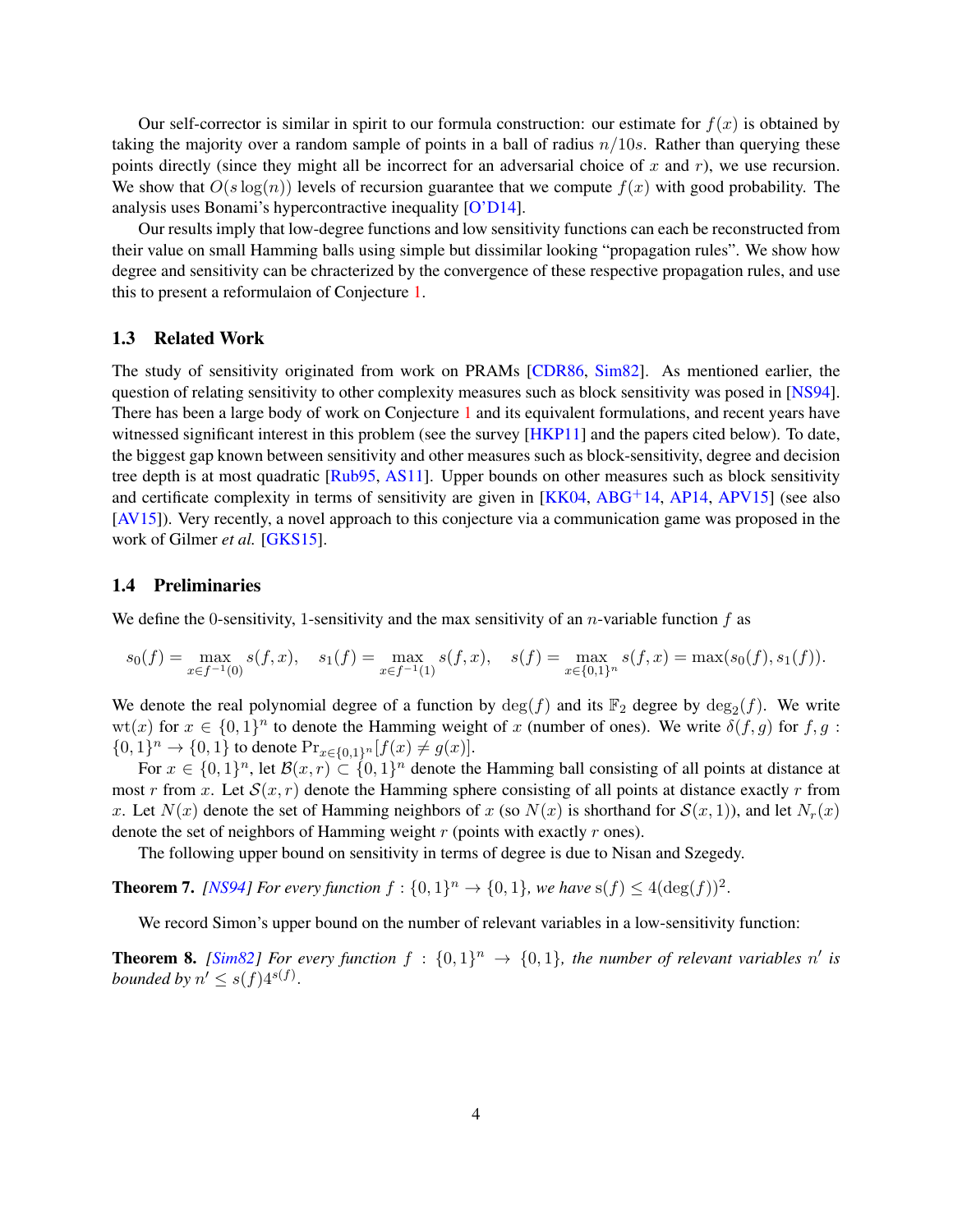Our self-corrector is similar in spirit to our formula construction: our estimate for $f(x)$ is obtained by taking the majority over a random sample of points in a ball of radius $n/10s$. Rather than querying these points directly (since they might all be incorrect for an adversarial choice of $x$ and $r$), we use recursion. We show that $O(s\log(n))$ levels of recursion guarantee that we compute $f(x)$ with good probability. The analysis uses Bonami's hypercontractive inequality [O'D14].

Our results imply that low-degree functions and low sensitivity functions can each be reconstructed from their value on small Hamming balls using simple but dissimilar looking "propagation rules". We show how degree and sensitivity can be chracterized by the convergence of these respective propagation rules, and use this to present a reformulaion of Conjecture 1.

### 1.3 Related Work

The study of sensitivity originated from work on PRAMs [CDR86, Sim82]. As mentioned earlier, the question of relating sensitivity to other complexity measures such as block sensitivity was posed in [NS94]. There has been a large body of work on Conjecture 1 and its equivalent formulations, and recent years have witnessed significant interest in this problem (see the survey [HKP11] and the papers cited below). To date, the biggest gap known between sensitivity and other measures such as block-sensitivity, degree and decision tree depth is at most quadratic [Rub95, AS11]. Upper bounds on other measures such as block sensitivity and certificate complexity in terms of sensitivity are given in [KK04, ABG+14, AP14, APV15] (see also [AV15]). Very recently, a novel approach to this conjecture via a communication game was proposed in the work of Gilmer *et al.* [GKS15].

### 1.4 Preliminaries

We define the 0-sensitivity, 1-sensitivity and the max sensitivity of an $n$-variable function $f$ as

$$s_0(f) = \max_{x \in f^{-1}(0)} s(f,x), \quad s_1(f) = \max_{x \in f^{-1}(1)} s(f,x), \quad s(f) = \max_{x \in \{0,1\}^n} s(f,x) = \max(s_0(f), s_1(f)).$$

We denote the real polynomial degree of a function by $\deg(f)$ and its $\mathbb{F}_2$ degree by $\deg_2(f)$. We write $\mathrm{wt}(x)$ for $x \in \{0,1\}^n$ to denote the Hamming weight of $x$ (number of ones). We write $\delta(f,g)$ for $f,g : \{0,1\}^n \to \{0,1\}$ to denote $\Pr_{x \in \{0,1\}^n}[f(x) \neq g(x)]$.

For $x \in \{0,1\}^n$, let $\mathcal{B}(x,r) \subset \{0,1\}^n$ denote the Hamming ball consisting of all points at distance at most $r$ from $x$. Let $\mathcal{S}(x,r)$ denote the Hamming sphere consisting of all points at distance exactly $r$ from $x$. Let $N(x)$ denote the set of Hamming neighbors of $x$ (so $N(x)$ is shorthand for $\mathcal{S}(x,1)$), and let $N_r(x)$ denote the set of neighbors of Hamming weight $r$ (points with exactly $r$ ones).

The following upper bound on sensitivity in terms of degree is due to Nisan and Szegedy.

**Theorem 7.** *[NS94] For every function $f : \{0,1\}^n \to \{0,1\}$, we have $\mathrm{s}(f) \leq 4(\deg(f))^2$.*

We record Simon's upper bound on the number of relevant variables in a low-sensitivity function:

**Theorem 8.** *[Sim82] For every function $f : \{0,1\}^n \to \{0,1\}$, the number of relevant variables $n'$ is bounded by $n' \leq s(f)4^{s(f)}$.*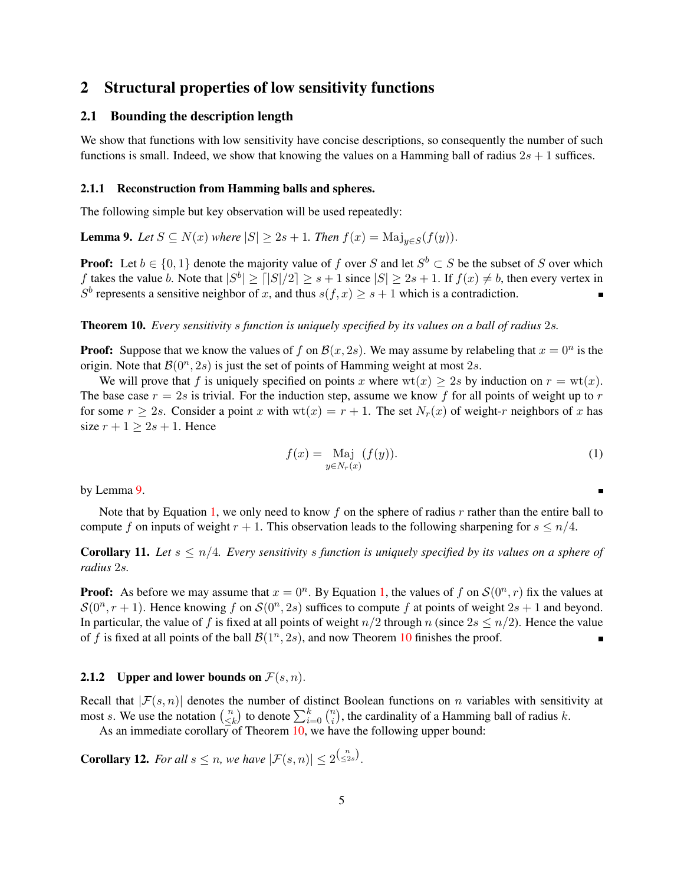## 2 Structural properties of low sensitivity functions

### 2.1 Bounding the description length

We show that functions with low sensitivity have concise descriptions, so consequently the number of such functions is small. Indeed, we show that knowing the values on a Hamming ball of radius $2s+1$ suffices.

#### 2.1.1 Reconstruction from Hamming balls and spheres.

The following simple but key observation will be used repeatedly:

**Lemma 9.** *Let $S \subseteq N(x)$ where $|S| \geq 2s+1$. Then $f(x) = \mathrm{Maj}_{y \in S}(f(y))$.*

**Proof:** Let $b \in \{0,1\}$ denote the majority value of $f$ over $S$ and let $S^b \subset S$ be the subset of $S$ over which $f$ takes the value $b$. Note that $|S^b| \geq \lceil |S|/2 \rceil \geq s+1$ since $|S| \geq 2s+1$. If $f(x) \neq b$, then every vertex in $S^b$ represents a sensitive neighbor of $x$, and thus $s(f,x) \geq s+1$ which is a contradiction. ∎

**Theorem 10.** *Every sensitivity $s$ function is uniquely specified by its values on a ball of radius $2s$.*

**Proof:** Suppose that we know the values of $f$ on $\mathcal{B}(x, 2s)$. We may assume by relabeling that $x = 0^n$ is the origin. Note that $\mathcal{B}(0^n, 2s)$ is just the set of points of Hamming weight at most $2s$.

We will prove that $f$ is uniquely specified on points $x$ where $\mathrm{wt}(x) \geq 2s$ by induction on $r = \mathrm{wt}(x)$. The base case $r = 2s$ is trivial. For the induction step, assume we know $f$ for all points of weight up to $r$ for some $r \geq 2s$. Consider a point $x$ with $\mathrm{wt}(x) = r+1$. The set $N_r(x)$ of weight-$r$ neighbors of $x$ has size $r+1 \geq 2s+1$. Hence

$$f(x) = \underset{y \in N_r(x)}{\mathrm{Maj}}(f(y)). \tag{1}$$

by Lemma 9. ∎

Note that by Equation 1, we only need to know $f$ on the sphere of radius $r$ rather than the entire ball to compute $f$ on inputs of weight $r+1$. This observation leads to the following sharpening for $s \leq n/4$.

**Corollary 11.** *Let $s \leq n/4$. Every sensitivity $s$ function is uniquely specified by its values on a sphere of radius $2s$.*

**Proof:** As before we may assume that $x = 0^n$. By Equation 1, the values of $f$ on $\mathcal{S}(0^n, r)$ fix the values at $\mathcal{S}(0^n, r+1)$. Hence knowing $f$ on $\mathcal{S}(0^n, 2s)$ suffices to compute $f$ at points of weight $2s+1$ and beyond. In particular, the value of $f$ is fixed at all points of weight $n/2$ through $n$ (since $2s \leq n/2$). Hence the value of $f$ is fixed at all points of the ball $\mathcal{B}(1^n, 2s)$, and now Theorem 10 finishes the proof. ∎

#### 2.1.2 Upper and lower bounds on $\mathcal{F}(s, n)$.

Recall that $|\mathcal{F}(s,n)|$ denotes the number of distinct Boolean functions on $n$ variables with sensitivity at most $s$. We use the notation $\binom{n}{\leq k}$ to denote $\sum_{i=0}^{k} \binom{n}{i}$, the cardinality of a Hamming ball of radius $k$.

As an immediate corollary of Theorem 10, we have the following upper bound:

**Corollary 12.** *For all $s \leq n$, we have $|\mathcal{F}(s,n)| \leq 2^{\binom{n}{\leq 2s}}$.*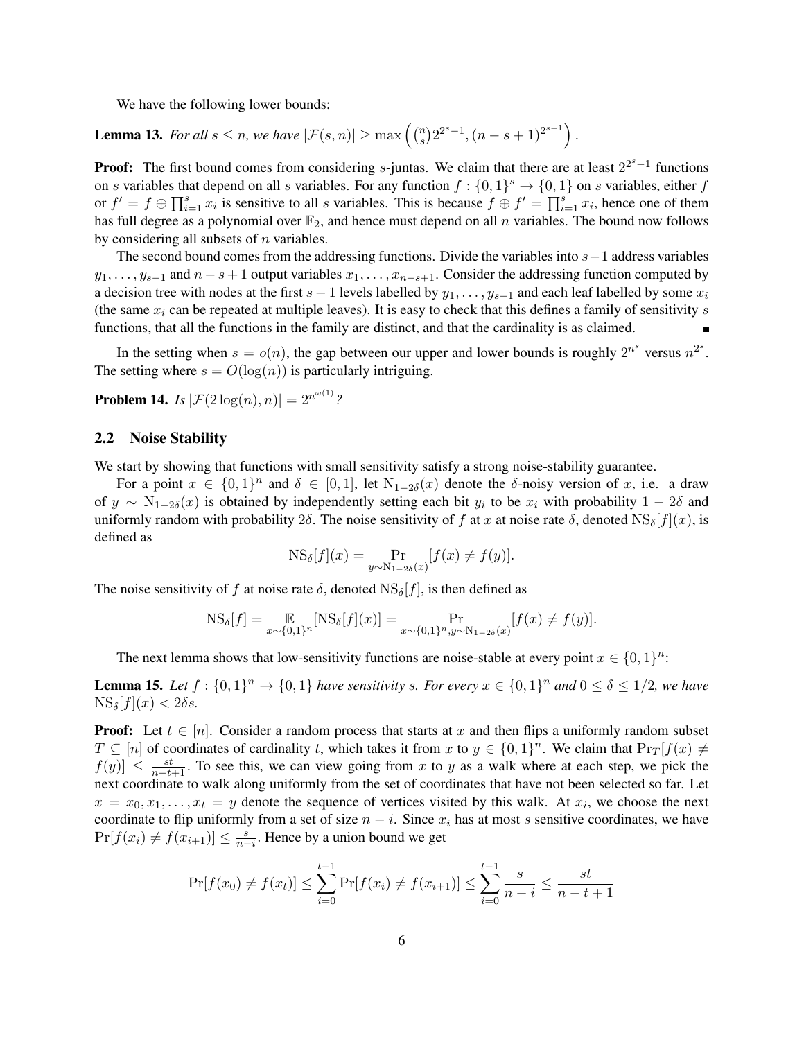We have the following lower bounds:

**Lemma 13.** *For all $s \leq n$, we have $|\mathcal{F}(s,n)| \geq \max\left(\binom{n}{s}2^{2^s-1}, (n-s+1)^{2^{s-1}}\right)$.*

**Proof:** The first bound comes from considering $s$-juntas. We claim that there are at least $2^{2^s-1}$ functions on $s$ variables that depend on all $s$ variables. For any function $f : \{0,1\}^s \to \{0,1\}$ on $s$ variables, either $f$ or $f' = f \oplus \prod_{i=1}^s x_i$ is sensitive to all $s$ variables. This is because $f \oplus f' = \prod_{i=1}^s x_i$, hence one of them has full degree as a polynomial over $\mathbb{F}_2$, and hence must depend on all $n$ variables. The bound now follows by considering all subsets of $n$ variables.

The second bound comes from the addressing functions. Divide the variables into $s-1$ address variables $y_1, \ldots, y_{s-1}$ and $n-s+1$ output variables $x_1, \ldots, x_{n-s+1}$. Consider the addressing function computed by a decision tree with nodes at the first $s-1$ levels labelled by $y_1, \ldots, y_{s-1}$ and each leaf labelled by some $x_i$ (the same $x_i$ can be repeated at multiple leaves). It is easy to check that this defines a family of sensitivity $s$ functions, that all the functions in the family are distinct, and that the cardinality is as claimed. ∎

In the setting when $s = o(n)$, the gap between our upper and lower bounds is roughly $2^{n^s}$ versus $n^{2^s}$. The setting where $s = O(\log(n))$ is particularly intriguing.

**Problem 14.** *Is $|\mathcal{F}(2\log(n), n)| = 2^{n^{\omega(1)}}$?*

## 2.2 Noise Stability

We start by showing that functions with small sensitivity satisfy a strong noise-stability guarantee.

For a point $x \in \{0,1\}^n$ and $\delta \in [0,1]$, let $\mathrm{N}_{1-2\delta}(x)$ denote the $\delta$-noisy version of $x$, i.e. a draw of $y \sim \mathrm{N}_{1-2\delta}(x)$ is obtained by independently setting each bit $y_i$ to be $x_i$ with probability $1-2\delta$ and uniformly random with probability $2\delta$. The noise sensitivity of $f$ at $x$ at noise rate $\delta$, denoted $\mathrm{NS}_\delta[f](x)$, is defined as

$$\mathrm{NS}_\delta[f](x) = \Pr_{y \sim \mathrm{N}_{1-2\delta}(x)}[f(x) \neq f(y)].$$

The noise sensitivity of $f$ at noise rate $\delta$, denoted $\mathrm{NS}_\delta[f]$, is then defined as

$$\mathrm{NS}_\delta[f] = \mathop{\mathbb{E}}_{x \sim \{0,1\}^n}[\mathrm{NS}_\delta[f](x)] = \Pr_{x \sim \{0,1\}^n, y \sim \mathrm{N}_{1-2\delta}(x)}[f(x) \neq f(y)].$$

The next lemma shows that low-sensitivity functions are noise-stable at every point $x \in \{0,1\}^n$:

**Lemma 15.** *Let $f : \{0,1\}^n \to \{0,1\}$ have sensitivity $s$. For every $x \in \{0,1\}^n$ and $0 \leq \delta \leq 1/2$, we have $\mathrm{NS}_\delta[f](x) < 2\delta s$.*

**Proof:** Let $t \in [n]$. Consider a random process that starts at $x$ and then flips a uniformly random subset $T \subseteq [n]$ of coordinates of cardinality $t$, which takes it from $x$ to $y \in \{0,1\}^n$. We claim that $\Pr_T[f(x) \neq f(y)] \leq \frac{st}{n-t+1}$. To see this, we can view going from $x$ to $y$ as a walk where at each step, we pick the next coordinate to walk along uniformly from the set of coordinates that have not been selected so far. Let $x = x_0, x_1, \ldots, x_t = y$ denote the sequence of vertices visited by this walk. At $x_i$, we choose the next coordinate to flip uniformly from a set of size $n-i$. Since $x_i$ has at most $s$ sensitive coordinates, we have $\Pr[f(x_i) \neq f(x_{i+1})] \leq \frac{s}{n-i}$. Hence by a union bound we get

$$\Pr[f(x_0) \neq f(x_t)] \leq \sum_{i=0}^{t-1} \Pr[f(x_i) \neq f(x_{i+1})] \leq \sum_{i=0}^{t-1} \frac{s}{n-i} \leq \frac{st}{n-t+1}$$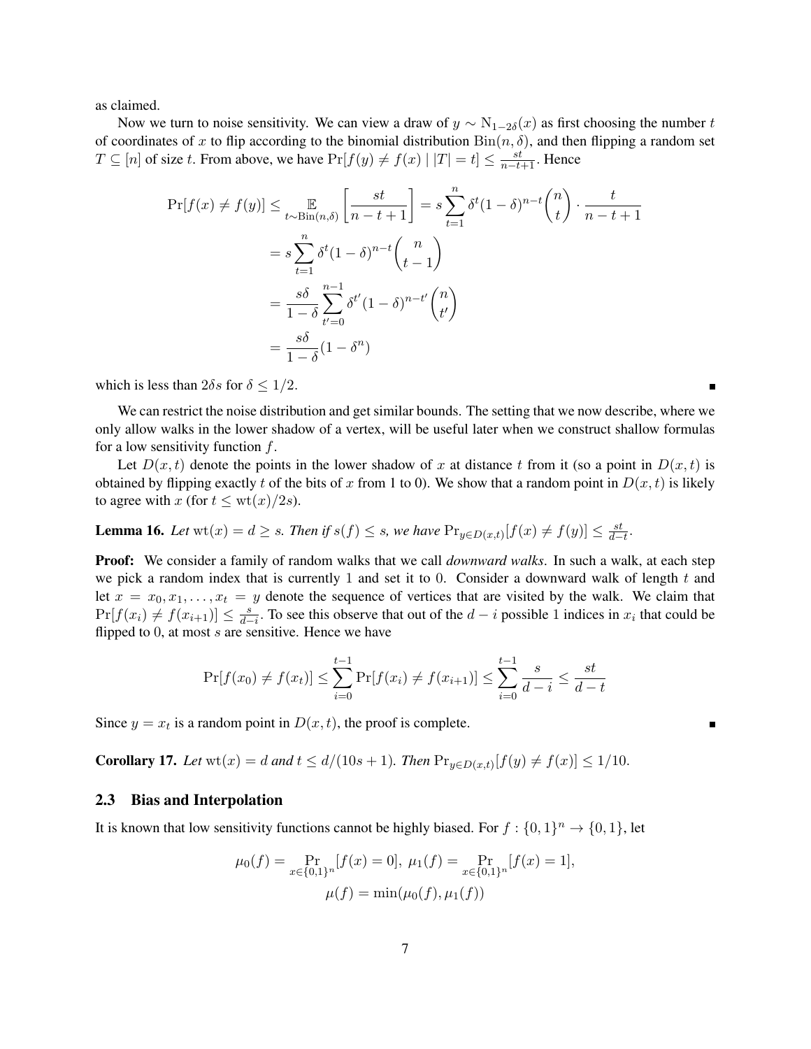as claimed.

Now we turn to noise sensitivity. We can view a draw of $y \sim \mathrm{N}_{1-2\delta}(x)$ as first choosing the number $t$ of coordinates of $x$ to flip according to the binomial distribution $\mathrm{Bin}(n, \delta)$, and then flipping a random set $T \subseteq [n]$ of size $t$. From above, we have $\Pr[f(y) \neq f(x) \mid |T| = t] \leq \frac{st}{n-t+1}$. Hence

$$
\begin{aligned}
\Pr[f(x) \neq f(y)] &\leq \mathop{\mathbb{E}}_{t \sim \mathrm{Bin}(n,\delta)}\left[\frac{st}{n-t+1}\right] = s\sum_{t=1}^{n} \delta^t (1-\delta)^{n-t}\binom{n}{t} \cdot \frac{t}{n-t+1} \\
&= s\sum_{t=1}^{n} \delta^t (1-\delta)^{n-t}\binom{n}{t-1} \\
&= \frac{s\delta}{1-\delta}\sum_{t'=0}^{n-1} \delta^{t'} (1-\delta)^{n-t'}\binom{n}{t'} \\
&= \frac{s\delta}{1-\delta}(1-\delta^n)
\end{aligned}
$$

which is less than $2\delta s$ for $\delta \leq 1/2$. ∎

We can restrict the noise distribution and get similar bounds. The setting that we now describe, where we only allow walks in the lower shadow of a vertex, will be useful later when we construct shallow formulas for a low sensitivity function $f$.

Let $D(x, t)$ denote the points in the lower shadow of $x$ at distance $t$ from it (so a point in $D(x,t)$ is obtained by flipping exactly $t$ of the bits of $x$ from 1 to 0). We show that a random point in $D(x,t)$ is likely to agree with $x$ (for $t \leq \mathrm{wt}(x)/2s$).

**Lemma 16.** *Let $\mathrm{wt}(x) = d \geq s$. Then if $s(f) \leq s$, we have $\Pr_{y \in D(x,t)}[f(x) \neq f(y)] \leq \frac{st}{d-t}$.*

**Proof:** We consider a family of random walks that we call *downward walks*. In such a walk, at each step we pick a random index that is currently 1 and set it to 0. Consider a downward walk of length $t$ and let $x = x_0, x_1, \ldots, x_t = y$ denote the sequence of vertices that are visited by the walk. We claim that $\Pr[f(x_i) \neq f(x_{i+1})] \leq \frac{s}{d-i}$. To see this observe that out of the $d-i$ possible 1 indices in $x_i$ that could be flipped to 0, at most $s$ are sensitive. Hence we have

$$
\Pr[f(x_0) \neq f(x_t)] \leq \sum_{i=0}^{t-1} \Pr[f(x_i) \neq f(x_{i+1})] \leq \sum_{i=0}^{t-1} \frac{s}{d-i} \leq \frac{st}{d-t}
$$

Since $y = x_t$ is a random point in $D(x,t)$, the proof is complete. ∎

**Corollary 17.** *Let $\mathrm{wt}(x) = d$ and $t \leq d/(10s+1)$. Then $\Pr_{y \in D(x,t)}[f(y) \neq f(x)] \leq 1/10$.*

### 2.3 Bias and Interpolation

It is known that low sensitivity functions cannot be highly biased. For $f : \{0,1\}^n \to \{0,1\}$, let

$$
\mu_0(f) = \Pr_{x \in \{0,1\}^n}[f(x) = 0], \; \mu_1(f) = \Pr_{x \in \{0,1\}^n}[f(x) = 1],
$$
$$
\mu(f) = \min(\mu_0(f), \mu_1(f))
$$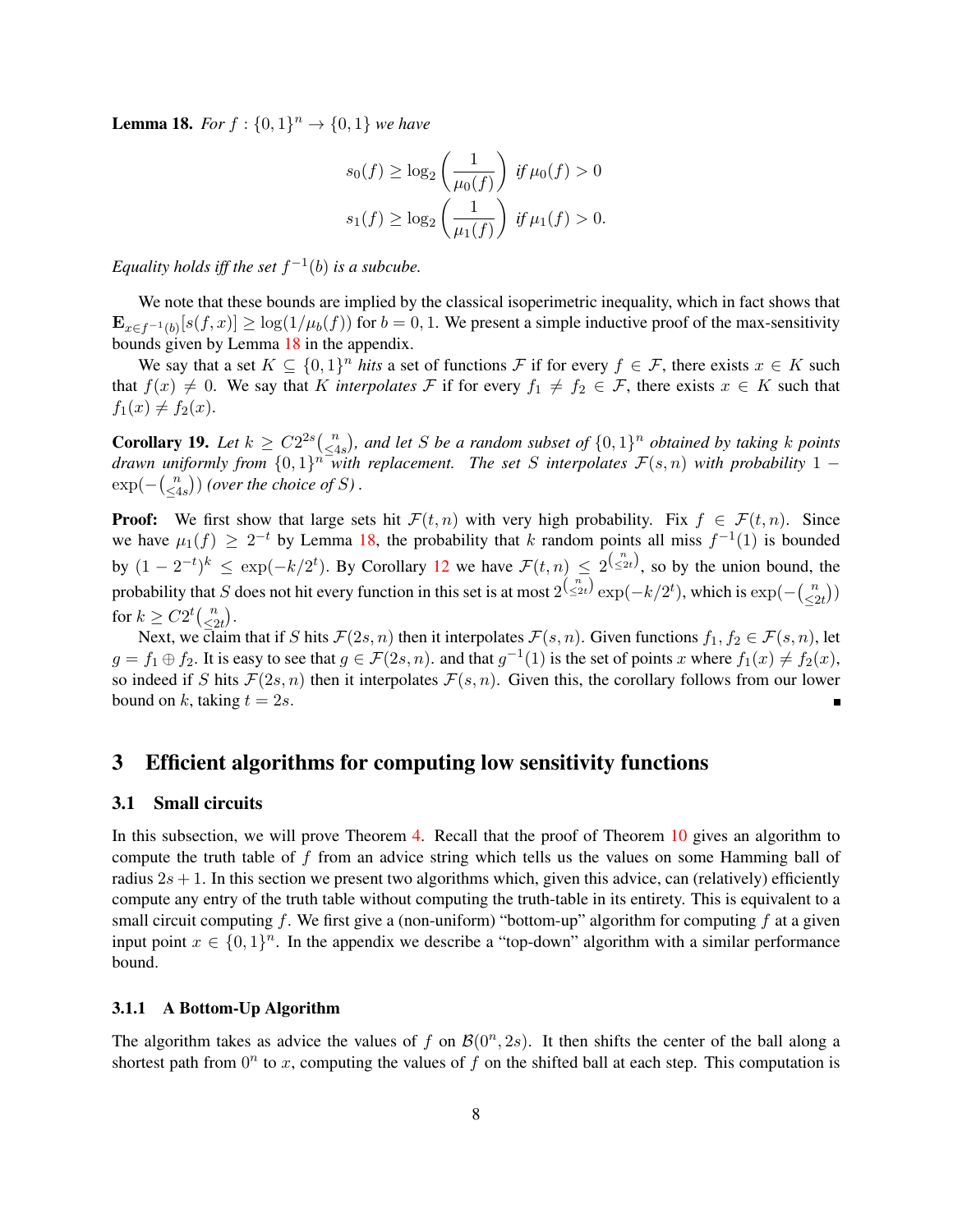**Lemma 18.** *For $f : \{0,1\}^n \to \{0,1\}$ we have*

$$s_0(f) \geq \log_2\left(\frac{1}{\mu_0(f)}\right) \text{ if } \mu_0(f) > 0$$
$$s_1(f) \geq \log_2\left(\frac{1}{\mu_1(f)}\right) \text{ if } \mu_1(f) > 0.$$

*Equality holds iff the set $f^{-1}(b)$ is a subcube.*

We note that these bounds are implied by the classical isoperimetric inequality, which in fact shows that $\mathbf{E}_{x \in f^{-1}(b)}[s(f,x)] \geq \log(1/\mu_b(f))$ for $b = 0, 1$. We present a simple inductive proof of the max-sensitivity bounds given by Lemma 18 in the appendix.

We say that a set $K \subseteq \{0,1\}^n$ *hits* a set of functions $\mathcal{F}$ if for every $f \in \mathcal{F}$, there exists $x \in K$ such that $f(x) \neq 0$. We say that $K$ *interpolates* $\mathcal{F}$ if for every $f_1 \neq f_2 \in \mathcal{F}$, there exists $x \in K$ such that $f_1(x) \neq f_2(x)$.

**Corollary 19.** *Let $k \geq C2^{2s}\binom{n}{\leq 4s}$, and let $S$ be a random subset of $\{0,1\}^n$ obtained by taking $k$ points drawn uniformly from $\{0,1\}^n$ with replacement. The set $S$ interpolates $\mathcal{F}(s,n)$ with probability $1 - \exp(-\binom{n}{\leq 4s})$ (over the choice of $S$) .*

**Proof:** We first show that large sets hit $\mathcal{F}(t,n)$ with very high probability. Fix $f \in \mathcal{F}(t,n)$. Since we have $\mu_1(f) \geq 2^{-t}$ by Lemma 18, the probability that $k$ random points all miss $f^{-1}(1)$ is bounded by $(1 - 2^{-t})^k \leq \exp(-k/2^t)$. By Corollary 12 we have $\mathcal{F}(t,n) \leq 2^{\binom{n}{\leq 2t}}$, so by the union bound, the probability that $S$ does not hit every function in this set is at most $2^{\binom{n}{\leq 2t}} \exp(-k/2^t)$, which is $\exp(-\binom{n}{\leq 2t})$ for $k \geq C2^t\binom{n}{\leq 2t}$.

Next, we claim that if $S$ hits $\mathcal{F}(2s,n)$ then it interpolates $\mathcal{F}(s,n)$. Given functions $f_1, f_2 \in \mathcal{F}(s,n)$, let $g = f_1 \oplus f_2$. It is easy to see that $g \in \mathcal{F}(2s,n)$. and that $g^{-1}(1)$ is the set of points $x$ where $f_1(x) \neq f_2(x)$, so indeed if $S$ hits $\mathcal{F}(2s,n)$ then it interpolates $\mathcal{F}(s,n)$. Given this, the corollary follows from our lower bound on $k$, taking $t = 2s$. ∎

## 3 Efficient algorithms for computing low sensitivity functions

### 3.1 Small circuits

In this subsection, we will prove Theorem 4. Recall that the proof of Theorem 10 gives an algorithm to compute the truth table of $f$ from an advice string which tells us the values on some Hamming ball of radius $2s + 1$. In this section we present two algorithms which, given this advice, can (relatively) efficiently compute any entry of the truth table without computing the truth-table in its entirety. This is equivalent to a small circuit computing $f$. We first give a (non-uniform) "bottom-up" algorithm for computing $f$ at a given input point $x \in \{0,1\}^n$. In the appendix we describe a "top-down" algorithm with a similar performance bound.

#### 3.1.1 A Bottom-Up Algorithm

The algorithm takes as advice the values of $f$ on $\mathcal{B}(0^n, 2s)$. It then shifts the center of the ball along a shortest path from $0^n$ to $x$, computing the values of $f$ on the shifted ball at each step. This computation is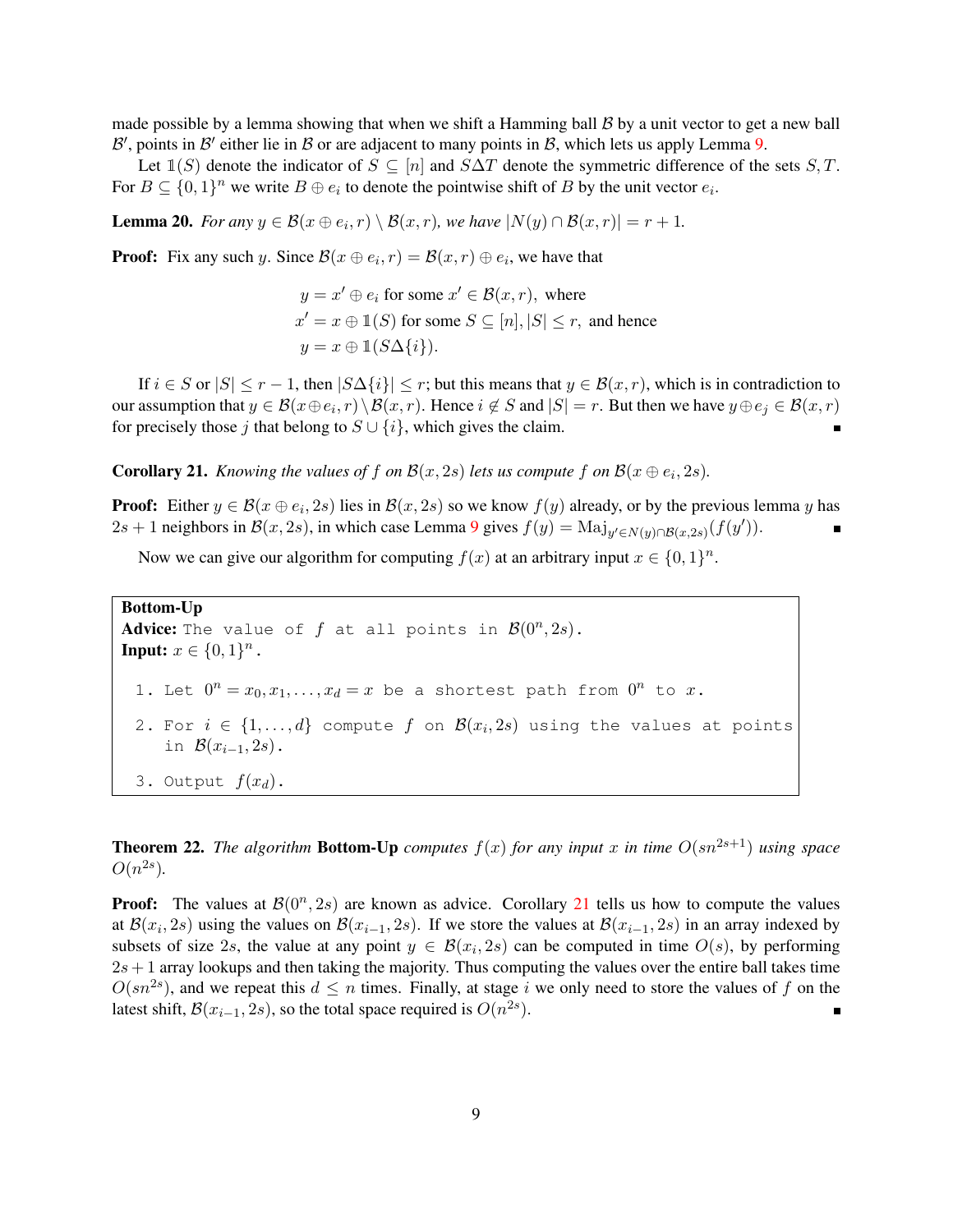made possible by a lemma showing that when we shift a Hamming ball $\mathcal{B}$ by a unit vector to get a new ball $\mathcal{B}'$, points in $\mathcal{B}'$ either lie in $\mathcal{B}$ or are adjacent to many points in $\mathcal{B}$, which lets us apply Lemma 9.

Let $\mathbb{1}(S)$ denote the indicator of $S \subseteq [n]$ and $S \Delta T$ denote the symmetric difference of the sets $S, T$. For $B \subseteq \{0,1\}^n$ we write $B \oplus e_i$ to denote the pointwise shift of $B$ by the unit vector $e_i$.

**Lemma 20.** *For any $y \in \mathcal{B}(x \oplus e_i, r) \setminus \mathcal{B}(x, r)$, we have $|N(y) \cap \mathcal{B}(x, r)| = r + 1$.*

**Proof:** Fix any such $y$. Since $\mathcal{B}(x \oplus e_i, r) = \mathcal{B}(x, r) \oplus e_i$, we have that

$$
\begin{aligned}
y &= x' \oplus e_i \text{ for some } x' \in \mathcal{B}(x, r), \text{ where} \\
x' &= x \oplus \mathbb{1}(S) \text{ for some } S \subseteq [n], |S| \leq r, \text{ and hence} \\
y &= x \oplus \mathbb{1}(S \Delta \{i\}).
\end{aligned}
$$

If $i \in S$ or $|S| \leq r - 1$, then $|S \Delta \{i\}| \leq r$; but this means that $y \in \mathcal{B}(x, r)$, which is in contradiction to our assumption that $y \in \mathcal{B}(x \oplus e_i, r) \setminus \mathcal{B}(x, r)$. Hence $i \notin S$ and $|S| = r$. But then we have $y \oplus e_j \in \mathcal{B}(x, r)$ for precisely those $j$ that belong to $S \cup \{i\}$, which gives the claim. ∎

**Corollary 21.** *Knowing the values of $f$ on $\mathcal{B}(x, 2s)$ lets us compute $f$ on $\mathcal{B}(x \oplus e_i, 2s)$.*

**Proof:** Either $y \in \mathcal{B}(x \oplus e_i, 2s)$ lies in $\mathcal{B}(x, 2s)$ so we know $f(y)$ already, or by the previous lemma $y$ has $2s + 1$ neighbors in $\mathcal{B}(x, 2s)$, in which case Lemma 9 gives $f(y) = \mathrm{Maj}_{y' \in N(y) \cap \mathcal{B}(x, 2s)}(f(y'))$. ∎

Now we can give our algorithm for computing $f(x)$ at an arbitrary input $x \in \{0,1\}^n$.

> **Bottom-Up**
> **Advice:** The value of $f$ at all points in $\mathcal{B}(0^n, 2s)$.
> **Input:** $x \in \{0,1\}^n$.
>
> 1. Let $0^n = x_0, x_1, \ldots, x_d = x$ be a shortest path from $0^n$ to $x$.
> 2. For $i \in \{1, \ldots, d\}$ compute $f$ on $\mathcal{B}(x_i, 2s)$ using the values at points in $\mathcal{B}(x_{i-1}, 2s)$.
> 3. Output $f(x_d)$.

**Theorem 22.** *The algorithm* **Bottom-Up** *computes $f(x)$ for any input $x$ in time $O(sn^{2s+1})$ using space $O(n^{2s})$.*

**Proof:** The values at $\mathcal{B}(0^n, 2s)$ are known as advice. Corollary 21 tells us how to compute the values at $\mathcal{B}(x_i, 2s)$ using the values on $\mathcal{B}(x_{i-1}, 2s)$. If we store the values at $\mathcal{B}(x_{i-1}, 2s)$ in an array indexed by subsets of size $2s$, the value at any point $y \in \mathcal{B}(x_i, 2s)$ can be computed in time $O(s)$, by performing $2s + 1$ array lookups and then taking the majority. Thus computing the values over the entire ball takes time $O(sn^{2s})$, and we repeat this $d \leq n$ times. Finally, at stage $i$ we only need to store the values of $f$ on the latest shift, $\mathcal{B}(x_{i-1}, 2s)$, so the total space required is $O(n^{2s})$. ∎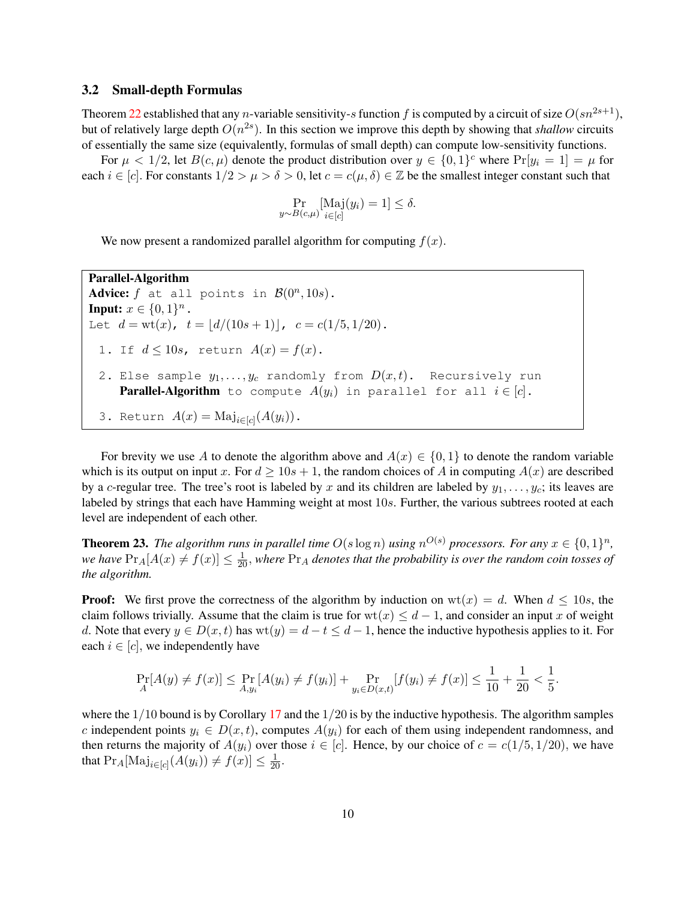### 3.2 Small-depth Formulas

Theorem 22 established that any $n$-variable sensitivity-$s$ function $f$ is computed by a circuit of size $O(sn^{2s+1})$, but of relatively large depth $O(n^{2s})$. In this section we improve this depth by showing that *shallow* circuits of essentially the same size (equivalently, formulas of small depth) can compute low-sensitivity functions.

For $\mu < 1/2$, let $B(c, \mu)$ denote the product distribution over $y \in \{0,1\}^c$ where $\Pr[y_i = 1] = \mu$ for each $i \in [c]$. For constants $1/2 > \mu > \delta > 0$, let $c = c(\mu, \delta) \in \mathbb{Z}$ be the smallest integer constant such that

$$\Pr_{y \sim B(c,\mu)}[\mathrm{Maj}_{i \in [c]}(y_i) = 1] \leq \delta.$$

We now present a randomized parallel algorithm for computing $f(x)$.

> **Parallel-Algorithm**
> **Advice:** $f$ at all points in $\mathcal{B}(0^n, 10s)$.
> **Input:** $x \in \{0,1\}^n$.
> Let $d = \mathrm{wt}(x)$, $t = \lfloor d/(10s+1) \rfloor$, $c = c(1/5, 1/20)$.
>
> 1. If $d \leq 10s$, return $A(x) = f(x)$.
> 2. Else sample $y_1, \ldots, y_c$ randomly from $D(x,t)$. Recursively run **Parallel-Algorithm** to compute $A(y_i)$ in parallel for all $i \in [c]$.
> 3. Return $A(x) = \mathrm{Maj}_{i \in [c]}(A(y_i))$.

For brevity we use $A$ to denote the algorithm above and $A(x) \in \{0,1\}$ to denote the random variable which is its output on input $x$. For $d \geq 10s + 1$, the random choices of $A$ in computing $A(x)$ are described by a $c$-regular tree. The tree's root is labeled by $x$ and its children are labeled by $y_1, \ldots, y_c$; its leaves are labeled by strings that each have Hamming weight at most $10s$. Further, the various subtrees rooted at each level are independent of each other.

**Theorem 23.** *The algorithm runs in parallel time $O(s \log n)$ using $n^{O(s)}$ processors. For any $x \in \{0,1\}^n$, we have $\Pr_A[A(x) \neq f(x)] \leq \frac{1}{20}$, where $\Pr_A$ denotes that the probability is over the random coin tosses of the algorithm.*

**Proof:** We first prove the correctness of the algorithm by induction on $\mathrm{wt}(x) = d$. When $d \leq 10s$, the claim follows trivially. Assume that the claim is true for $\mathrm{wt}(x) \leq d - 1$, and consider an input $x$ of weight $d$. Note that every $y \in D(x,t)$ has $\mathrm{wt}(y) = d - t \leq d - 1$, hence the inductive hypothesis applies to it. For each $i \in [c]$, we independently have

$$\Pr_A[A(y) \neq f(x)] \leq \Pr_{A, y_i}[A(y_i) \neq f(y_i)] + \Pr_{y_i \in D(x,t)}[f(y_i) \neq f(x)] \leq \frac{1}{10} + \frac{1}{20} < \frac{1}{5}.$$

where the $1/10$ bound is by Corollary 17 and the $1/20$ is by the inductive hypothesis. The algorithm samples $c$ independent points $y_i \in D(x,t)$, computes $A(y_i)$ for each of them using independent randomness, and then returns the majority of $A(y_i)$ over those $i \in [c]$. Hence, by our choice of $c = c(1/5, 1/20)$, we have that $\Pr_A[\mathrm{Maj}_{i \in [c]}(A(y_i)) \neq f(x)] \leq \frac{1}{20}$.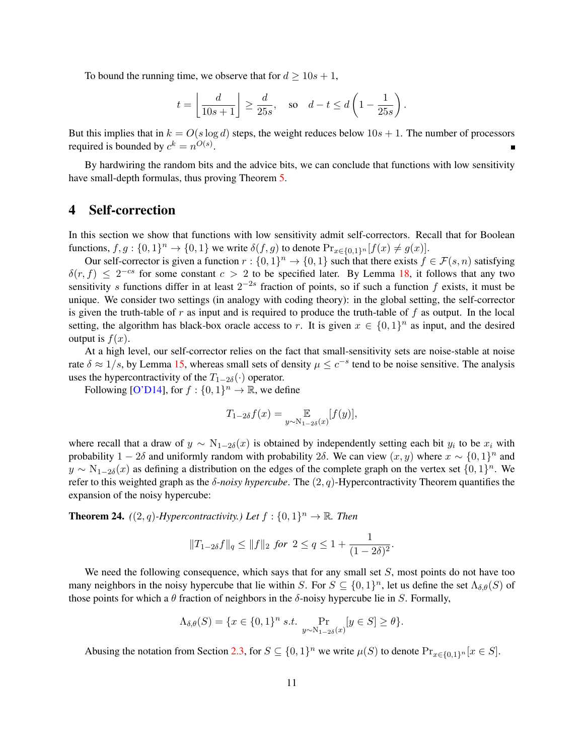To bound the running time, we observe that for $d \geq 10s + 1$,

$$t = \left\lfloor \frac{d}{10s+1} \right\rfloor \geq \frac{d}{25s}, \quad \text{so} \quad d - t \leq d\left(1 - \frac{1}{25s}\right).$$

But this implies that in $k = O(s \log d)$ steps, the weight reduces below $10s + 1$. The number of processors required is bounded by $c^k = n^{O(s)}$. ∎

By hardwiring the random bits and the advice bits, we can conclude that functions with low sensitivity have small-depth formulas, thus proving Theorem 5.

# 4 Self-correction

In this section we show that functions with low sensitivity admit self-correctors. Recall that for Boolean functions, $f, g : \{0,1\}^n \to \{0,1\}$ we write $\delta(f,g)$ to denote $\Pr_{x \in \{0,1\}^n}[f(x) \neq g(x)]$.

Our self-corrector is given a function $r : \{0,1\}^n \to \{0,1\}$ such that there exists $f \in \mathcal{F}(s,n)$ satisfying $\delta(r,f) \leq 2^{-cs}$ for some constant $c > 2$ to be specified later. By Lemma 18, it follows that any two sensitivity $s$ functions differ in at least $2^{-2s}$ fraction of points, so if such a function $f$ exists, it must be unique. We consider two settings (in analogy with coding theory): in the global setting, the self-corrector is given the truth-table of $r$ as input and is required to produce the truth-table of $f$ as output. In the local setting, the algorithm has black-box oracle access to $r$. It is given $x \in \{0,1\}^n$ as input, and the desired output is $f(x)$.

At a high level, our self-corrector relies on the fact that small-sensitivity sets are noise-stable at noise rate $\delta \approx 1/s$, by Lemma 15, whereas small sets of density $\mu \leq c^{-s}$ tend to be noise sensitive. The analysis uses the hypercontractivity of the $T_{1-2\delta}(\cdot)$ operator.

Following [O'D14], for $f : \{0,1\}^n \to \mathbb{R}$, we define

$$T_{1-2\delta} f(x) = \mathop{\mathbb{E}}_{y \sim \mathrm{N}_{1-2\delta}(x)}[f(y)],$$

where recall that a draw of $y \sim \mathrm{N}_{1-2\delta}(x)$ is obtained by independently setting each bit $y_i$ to be $x_i$ with probability $1 - 2\delta$ and uniformly random with probability $2\delta$. We can view $(x, y)$ where $x \sim \{0,1\}^n$ and $y \sim \mathrm{N}_{1-2\delta}(x)$ as defining a distribution on the edges of the complete graph on the vertex set $\{0,1\}^n$. We refer to this weighted graph as the *$\delta$-noisy hypercube*. The $(2,q)$-Hypercontractivity Theorem quantifies the expansion of the noisy hypercube:

**Theorem 24.** *($(2,q)$-Hypercontractivity.) Let $f : \{0,1\}^n \to \mathbb{R}$. Then*

$$\|T_{1-2\delta} f\|_q \leq \|f\|_2 \textit{ for } 2 \leq q \leq 1 + \frac{1}{(1-2\delta)^2}.$$

We need the following consequence, which says that for any small set $S$, most points do not have too many neighbors in the noisy hypercube that lie within $S$. For $S \subseteq \{0,1\}^n$, let us define the set $\Lambda_{\delta,\theta}(S)$ of those points for which a $\theta$ fraction of neighbors in the $\delta$-noisy hypercube lie in $S$. Formally,

$$\Lambda_{\delta,\theta}(S) = \{x \in \{0,1\}^n \text{ s.t. } \Pr_{y \sim \mathrm{N}_{1-2\delta}(x)}[y \in S] \geq \theta\}.$$

Abusing the notation from Section 2.3, for $S \subseteq \{0,1\}^n$ we write $\mu(S)$ to denote $\Pr_{x \in \{0,1\}^n}[x \in S]$.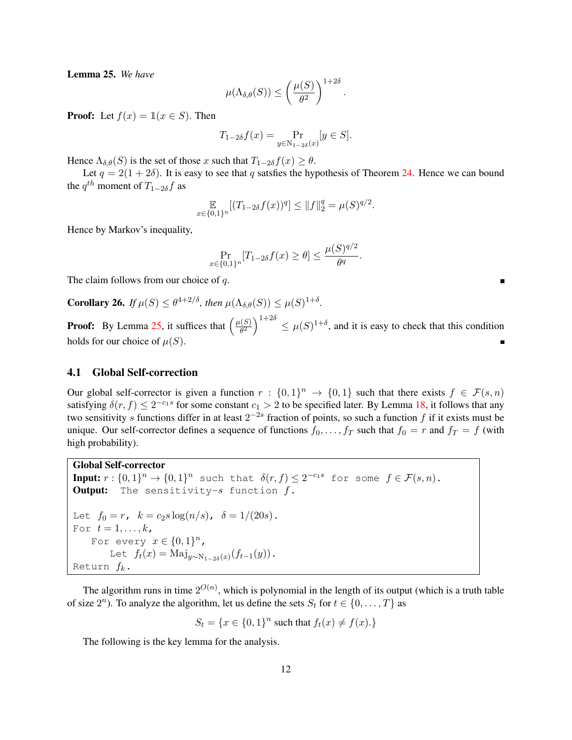**Lemma 25.** *We have*

$$\mu(\Lambda_{\delta,\theta}(S)) \leq \left(\frac{\mu(S)}{\theta^2}\right)^{1+2\delta}.$$

**Proof:** Let $f(x) = \mathbb{1}(x \in S)$. Then

$$T_{1-2\delta} f(x) = \Pr_{y \in \mathrm{N}_{1-2\delta}(x)}[y \in S].$$

Hence $\Lambda_{\delta,\theta}(S)$ is the set of those $x$ such that $T_{1-2\delta} f(x) \geq \theta$.

Let $q = 2(1+2\delta)$. It is easy to see that $q$ satsfies the hypothesis of Theorem 24. Hence we can bound the $q^{th}$ moment of $T_{1-2\delta} f$ as

$$\mathop{\mathbb{E}}_{x \in \{0,1\}^n}[(T_{1-2\delta} f(x))^q] \leq \|f\|_2^q = \mu(S)^{q/2}.$$

Hence by Markov's inequality,

$$\Pr_{x \in \{0,1\}^n}[T_{1-2\delta} f(x) \geq \theta] \leq \frac{\mu(S)^{q/2}}{\theta^q}.$$

The claim follows from our choice of $q$. ∎

**Corollary 26.** *If $\mu(S) \leq \theta^{4+2/\delta}$, then $\mu(\Lambda_{\delta,\theta}(S)) \leq \mu(S)^{1+\delta}$.*

**Proof:** By Lemma 25, it suffices that $\left(\frac{\mu(S)}{\theta^2}\right)^{1+2\delta} \leq \mu(S)^{1+\delta}$, and it is easy to check that this condition holds for our choice of $\mu(S)$. ∎

### 4.1 Global Self-correction

Our global self-corrector is given a function $r : \{0,1\}^n \to \{0,1\}$ such that there exists $f \in \mathcal{F}(s,n)$ satisfying $\delta(r,f) \leq 2^{-c_1 s}$ for some constant $c_1 > 2$ to be specified later. By Lemma 18, it follows that any two sensitivity $s$ functions differ in at least $2^{-2s}$ fraction of points, so such a function $f$ if it exists must be unique. Our self-corrector defines a sequence of functions $f_0, \ldots, f_T$ such that $f_0 = r$ and $f_T = f$ (with high probability).

**Global Self-corrector**
**Input:** $r : \{0,1\}^n \to \{0,1\}$ such that $\delta(r,f) \leq 2^{-c_1 s}$ for some $f \in \mathcal{F}(s,n)$.
**Output:** The sensitivity-$s$ function $f$.

```
Let f_0 = r,  k = c_2 s log(n/s),  δ = 1/(20s).
For t = 1,...,k,
   For every x ∈ {0,1}^n,
      Let f_t(x) = Maj_{y~N_{1-2δ}(x)}(f_{t-1}(y)).
Return f_k.
```

The algorithm runs in time $2^{O(n)}$, which is polynomial in the length of its output (which is a truth table of size $2^n$). To analyze the algorithm, let us define the sets $S_t$ for $t \in \{0, \ldots, T\}$ as

$$S_t = \{x \in \{0,1\}^n \text{ such that } f_t(x) \neq f(x).\}$$

The following is the key lemma for the analysis.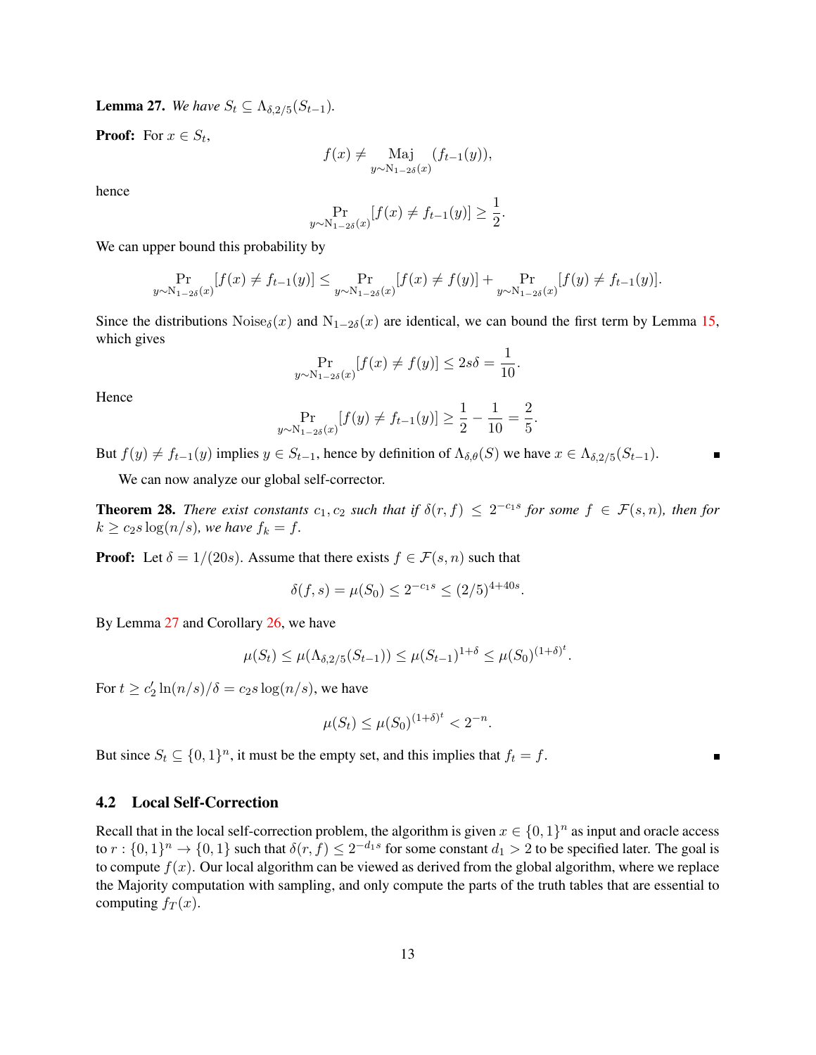**Lemma 27.** *We have $S_t \subseteq \Lambda_{\delta,2/5}(S_{t-1})$.*

**Proof:** For $x \in S_t$,

$$f(x) \neq \operatorname*{Maj}_{y \sim \mathrm{N}_{1-2\delta}(x)} (f_{t-1}(y)),$$

hence

$$\Pr_{y \sim \mathrm{N}_{1-2\delta}(x)}[f(x) \neq f_{t-1}(y)] \geq \frac{1}{2}.$$

We can upper bound this probability by

$$\Pr_{y \sim \mathrm{N}_{1-2\delta}(x)}[f(x) \neq f_{t-1}(y)] \leq \Pr_{y \sim \mathrm{N}_{1-2\delta}(x)}[f(x) \neq f(y)] + \Pr_{y \sim \mathrm{N}_{1-2\delta}(x)}[f(y) \neq f_{t-1}(y)].$$

Since the distributions $\mathrm{Noise}_\delta(x)$ and $\mathrm{N}_{1-2\delta}(x)$ are identical, we can bound the first term by Lemma 15, which gives

$$\Pr_{y \sim \mathrm{N}_{1-2\delta}(x)}[f(x) \neq f(y)] \leq 2s\delta = \frac{1}{10}.$$

Hence

$$\Pr_{y \sim \mathrm{N}_{1-2\delta}(x)}[f(y) \neq f_{t-1}(y)] \geq \frac{1}{2} - \frac{1}{10} = \frac{2}{5}.$$

But $f(y) \neq f_{t-1}(y)$ implies $y \in S_{t-1}$, hence by definition of $\Lambda_{\delta,\theta}(S)$ we have $x \in \Lambda_{\delta,2/5}(S_{t-1})$. ∎

We can now analyze our global self-corrector.

**Theorem 28.** *There exist constants $c_1, c_2$ such that if $\delta(r, f) \leq 2^{-c_1 s}$ for some $f \in \mathcal{F}(s, n)$, then for $k \geq c_2 s \log(n/s)$, we have $f_k = f$.*

**Proof:** Let $\delta = 1/(20s)$. Assume that there exists $f \in \mathcal{F}(s, n)$ such that

$$\delta(f, s) = \mu(S_0) \leq 2^{-c_1 s} \leq (2/5)^{4+40s}.$$

By Lemma 27 and Corollary 26, we have

$$\mu(S_t) \leq \mu(\Lambda_{\delta,2/5}(S_{t-1})) \leq \mu(S_{t-1})^{1+\delta} \leq \mu(S_0)^{(1+\delta)^t}.$$

For $t \geq c_2' \ln(n/s)/\delta = c_2 s \log(n/s)$, we have

$$\mu(S_t) \leq \mu(S_0)^{(1+\delta)^t} < 2^{-n}.$$

But since $S_t \subseteq \{0,1\}^n$, it must be the empty set, and this implies that $f_t = f$. ∎

### 4.2 Local Self-Correction

Recall that in the local self-correction problem, the algorithm is given $x \in \{0,1\}^n$ as input and oracle access to $r : \{0,1\}^n \to \{0,1\}$ such that $\delta(r, f) \leq 2^{-d_1 s}$ for some constant $d_1 > 2$ to be specified later. The goal is to compute $f(x)$. Our local algorithm can be viewed as derived from the global algorithm, where we replace the Majority computation with sampling, and only compute the parts of the truth tables that are essential to computing $f_T(x)$.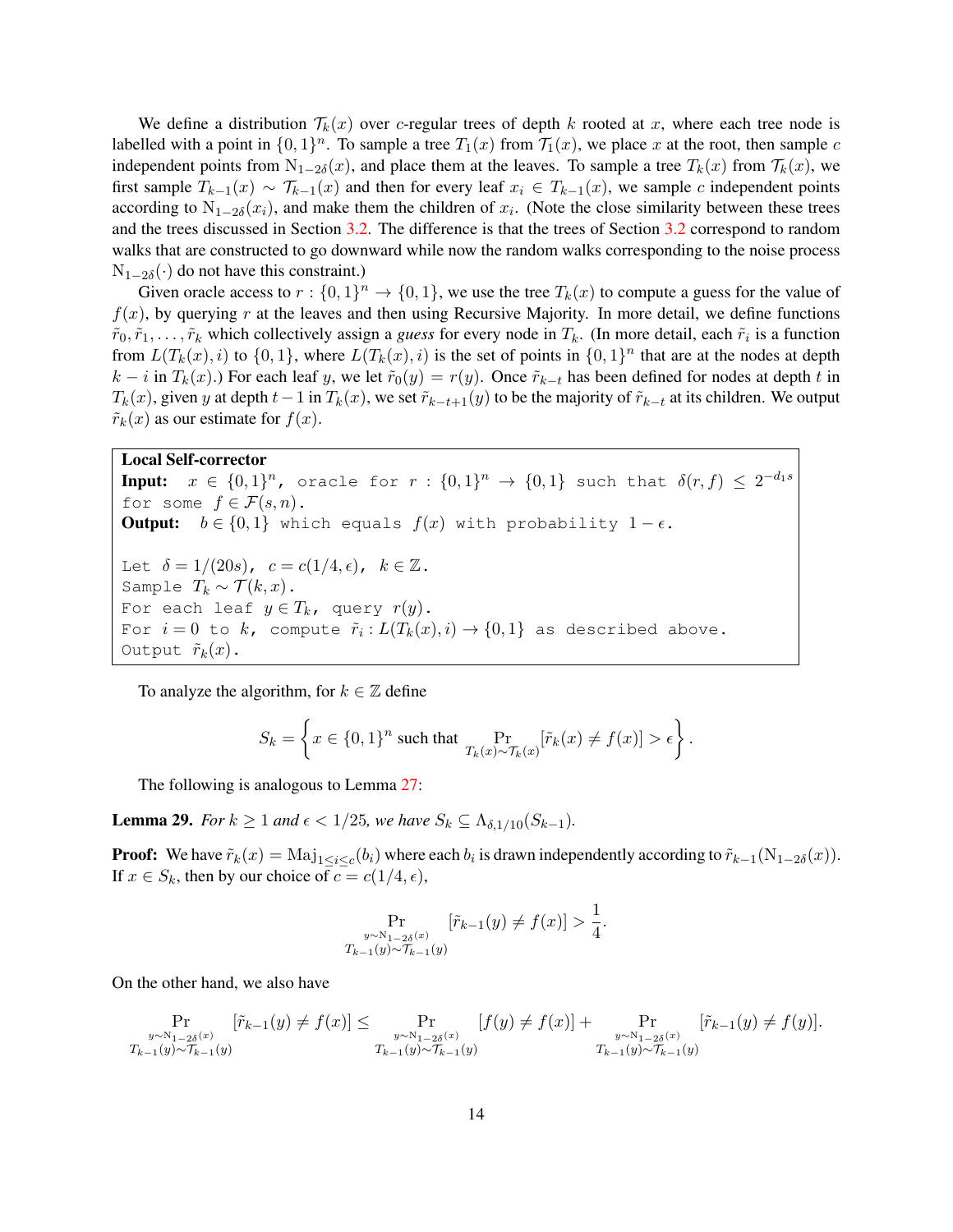We define a distribution $\mathcal{T}_k(x)$ over $c$-regular trees of depth $k$ rooted at $x$, where each tree node is labelled with a point in $\{0,1\}^n$. To sample a tree $T_1(x)$ from $\mathcal{T}_1(x)$, we place $x$ at the root, then sample $c$ independent points from $\mathrm{N}_{1-2\delta}(x)$, and place them at the leaves. To sample a tree $T_k(x)$ from $\mathcal{T}_k(x)$, we first sample $T_{k-1}(x) \sim \mathcal{T}_{k-1}(x)$ and then for every leaf $x_i \in T_{k-1}(x)$, we sample $c$ independent points according to $\mathrm{N}_{1-2\delta}(x_i)$, and make them the children of $x_i$. (Note the close similarity between these trees and the trees discussed in Section 3.2. The difference is that the trees of Section 3.2 correspond to random walks that are constructed to go downward while now the random walks corresponding to the noise process $\mathrm{N}_{1-2\delta}(\cdot)$ do not have this constraint.)

Given oracle access to $r : \{0,1\}^n \to \{0,1\}$, we use the tree $T_k(x)$ to compute a guess for the value of $f(x)$, by querying $r$ at the leaves and then using Recursive Majority. In more detail, we define functions $\tilde{r}_0, \tilde{r}_1, \ldots, \tilde{r}_k$ which collectively assign a *guess* for every node in $T_k$. (In more detail, each $\tilde{r}_i$ is a function from $L(T_k(x), i)$ to $\{0,1\}$, where $L(T_k(x), i)$ is the set of points in $\{0,1\}^n$ that are at the nodes at depth $k-i$ in $T_k(x)$.) For each leaf $y$, we let $\tilde{r}_0(y) = r(y)$. Once $\tilde{r}_{k-t}$ has been defined for nodes at depth $t$ in $T_k(x)$, given $y$ at depth $t-1$ in $T_k(x)$, we set $\tilde{r}_{k-t+1}(y)$ to be the majority of $\tilde{r}_{k-t}$ at its children. We output $\tilde{r}_k(x)$ as our estimate for $f(x)$.

```
Local Self-corrector
Input: x ∈ {0,1}^n, oracle for r : {0,1}^n → {0,1} such that δ(r,f) ≤ 2^{-d_1 s}
for some f ∈ F(s,n).
Output: b ∈ {0,1} which equals f(x) with probability 1 − ε.

Let δ = 1/(20s), c = c(1/4, ε), k ∈ Z.
Sample T_k ~ T(k, x).
For each leaf y ∈ T_k, query r(y).
For i = 0 to k, compute r̃_i : L(T_k(x), i) → {0,1} as described above.
Output r̃_k(x).
```

To analyze the algorithm, for $k \in \mathbb{Z}$ define

$$S_k = \left\{ x \in \{0,1\}^n \text{ such that } \Pr_{T_k(x) \sim \mathcal{T}_k(x)}[\tilde{r}_k(x) \neq f(x)] > \epsilon \right\}.$$

The following is analogous to Lemma 27:

**Lemma 29.** *For $k \geq 1$ and $\epsilon < 1/25$, we have $S_k \subseteq \Lambda_{\delta,1/10}(S_{k-1})$.*

**Proof:** We have $\tilde{r}_k(x) = \mathrm{Maj}_{1 \leq i \leq c}(b_i)$ where each $b_i$ is drawn independently according to $\tilde{r}_{k-1}(\mathrm{N}_{1-2\delta}(x))$. If $x \in S_k$, then by our choice of $c = c(1/4, \epsilon)$,

$$\Pr_{\substack{y \sim \mathrm{N}_{1-2\delta}(x) \\ T_{k-1}(y) \sim \mathcal{T}_{k-1}(y)}}[\tilde{r}_{k-1}(y) \neq f(x)] > \frac{1}{4}.$$

On the other hand, we also have

$$\Pr_{\substack{y \sim \mathrm{N}_{1-2\delta}(x) \\ T_{k-1}(y) \sim \mathcal{T}_{k-1}(y)}}[\tilde{r}_{k-1}(y) \neq f(x)] \leq \Pr_{\substack{y \sim \mathrm{N}_{1-2\delta}(x) \\ T_{k-1}(y) \sim \mathcal{T}_{k-1}(y)}}[f(y) \neq f(x)] + \Pr_{\substack{y \sim \mathrm{N}_{1-2\delta}(x) \\ T_{k-1}(y) \sim \mathcal{T}_{k-1}(y)}}[\tilde{r}_{k-1}(y) \neq f(y)].$$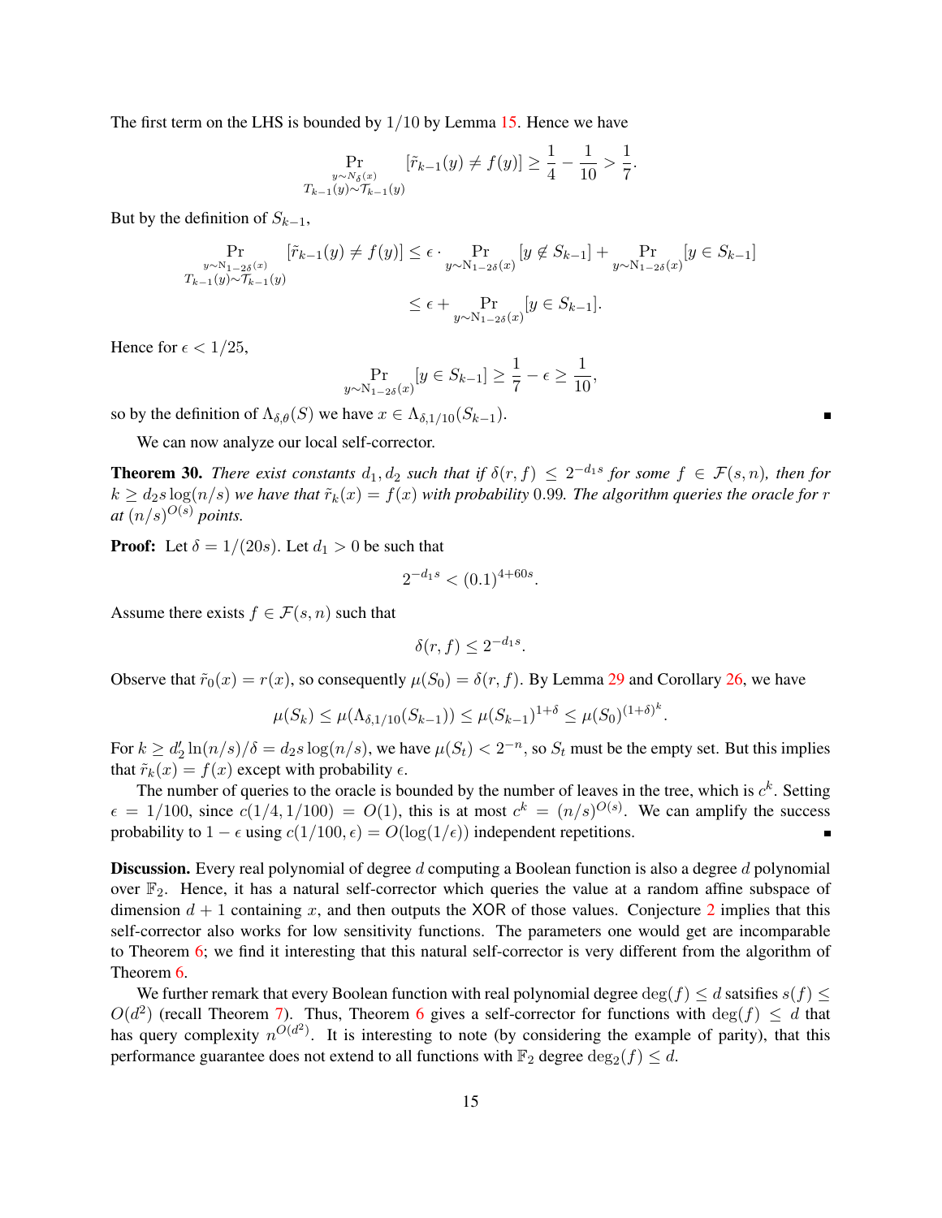The first term on the LHS is bounded by $1/10$ by Lemma 15. Hence we have

$$\Pr_{\substack{y \sim N_\delta(x) \\ T_{k-1}(y) \sim \mathcal{T}_{k-1}(y)}} [\tilde{r}_{k-1}(y) \neq f(y)] \geq \frac{1}{4} - \frac{1}{10} > \frac{1}{7}.$$

But by the definition of $S_{k-1}$,

$$\Pr_{\substack{y \sim \mathrm{N}_{1-2\delta}(x) \\ T_{k-1}(y) \sim \mathcal{T}_{k-1}(y)}} [\tilde{r}_{k-1}(y) \neq f(y)] \leq \epsilon \cdot \Pr_{y \sim \mathrm{N}_{1-2\delta}(x)} [y \notin S_{k-1}] + \Pr_{y \sim \mathrm{N}_{1-2\delta}(x)} [y \in S_{k-1}]$$

$$\leq \epsilon + \Pr_{y \sim \mathrm{N}_{1-2\delta}(x)} [y \in S_{k-1}].$$

Hence for $\epsilon < 1/25$,

$$\Pr_{y \sim \mathrm{N}_{1-2\delta}(x)} [y \in S_{k-1}] \geq \frac{1}{7} - \epsilon \geq \frac{1}{10},$$

so by the definition of $\Lambda_{\delta,\theta}(S)$ we have $x \in \Lambda_{\delta,1/10}(S_{k-1})$. ■

We can now analyze our local self-corrector.

**Theorem 30.** *There exist constants $d_1, d_2$ such that if $\delta(r, f) \leq 2^{-d_1 s}$ for some $f \in \mathcal{F}(s, n)$, then for $k \geq d_2 s \log(n/s)$ we have that $\tilde{r}_k(x) = f(x)$ with probability 0.99. The algorithm queries the oracle for $r$ at $(n/s)^{O(s)}$ points.*

**Proof:** Let $\delta = 1/(20s)$. Let $d_1 > 0$ be such that

$$2^{-d_1 s} < (0.1)^{4+60s}.$$

Assume there exists $f \in \mathcal{F}(s, n)$ such that

$$\delta(r, f) \leq 2^{-d_1 s}.$$

Observe that $\tilde{r}_0(x) = r(x)$, so consequently $\mu(S_0) = \delta(r, f)$. By Lemma 29 and Corollary 26, we have

$$\mu(S_k) \leq \mu(\Lambda_{\delta,1/10}(S_{k-1})) \leq \mu(S_{k-1})^{1+\delta} \leq \mu(S_0)^{(1+\delta)^k}.$$

For $k \geq d_2' \ln(n/s)/\delta = d_2 s \log(n/s)$, we have $\mu(S_t) < 2^{-n}$, so $S_t$ must be the empty set. But this implies that $\tilde{r}_k(x) = f(x)$ except with probability $\epsilon$.

The number of queries to the oracle is bounded by the number of leaves in the tree, which is $c^k$. Setting $\epsilon = 1/100$, since $c(1/4, 1/100) = O(1)$, this is at most $c^k = (n/s)^{O(s)}$. We can amplify the success probability to $1 - \epsilon$ using $c(1/100, \epsilon) = O(\log(1/\epsilon))$ independent repetitions. ■

**Discussion.** Every real polynomial of degree $d$ computing a Boolean function is also a degree $d$ polynomial over $\mathbb{F}_2$. Hence, it has a natural self-corrector which queries the value at a random affine subspace of dimension $d + 1$ containing $x$, and then outputs the XOR of those values. Conjecture 2 implies that this self-corrector also works for low sensitivity functions. The parameters one would get are incomparable to Theorem 6; we find it interesting that this natural self-corrector is very different from the algorithm of Theorem 6.

We further remark that every Boolean function with real polynomial degree $\deg(f) \leq d$ satsifies $s(f) \leq O(d^2)$ (recall Theorem 7). Thus, Theorem 6 gives a self-corrector for functions with $\deg(f) \leq d$ that has query complexity $n^{O(d^2)}$. It is interesting to note (by considering the example of parity), that this performance guarantee does not extend to all functions with $\mathbb{F}_2$ degree $\deg_2(f) \leq d$.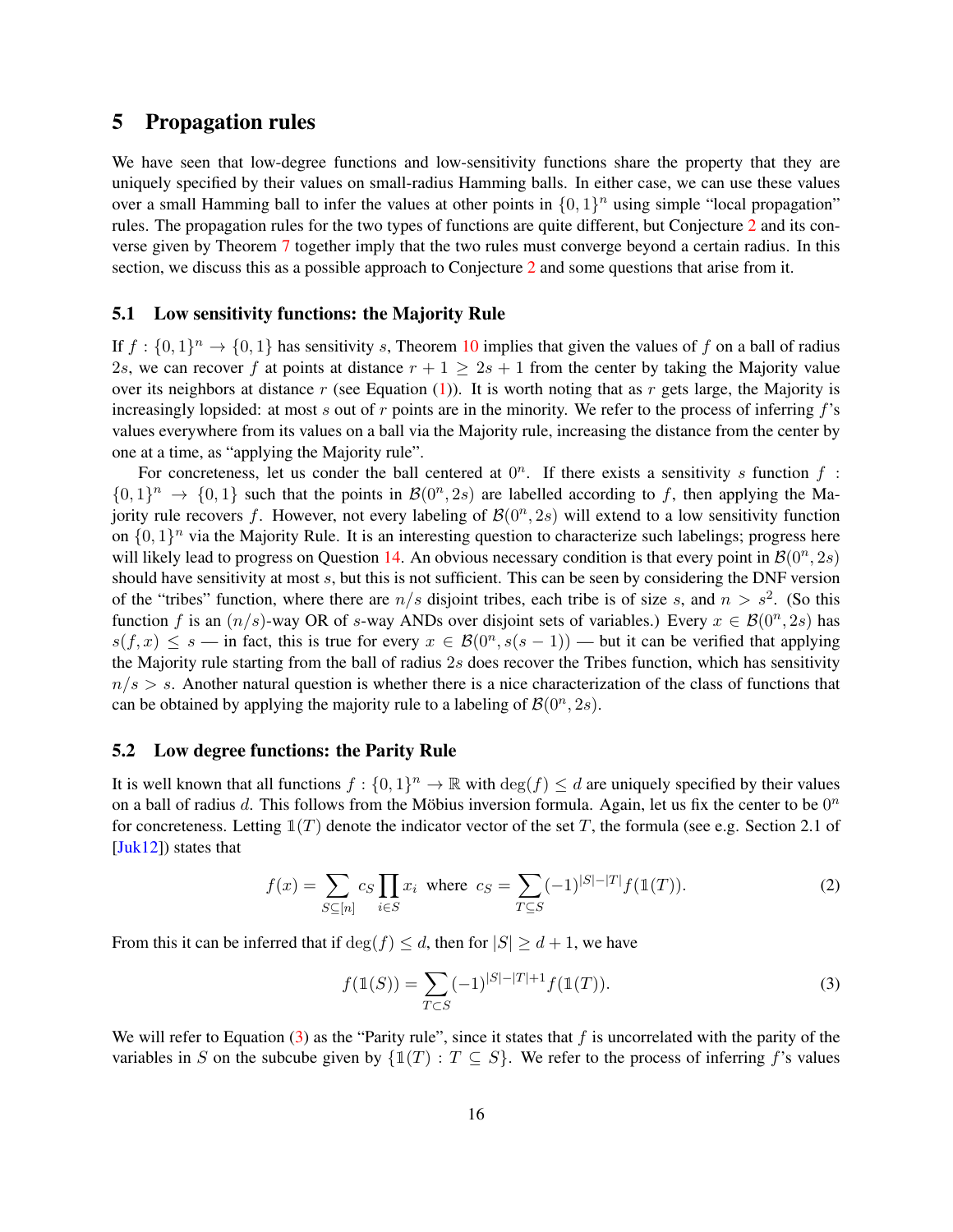## 5 Propagation rules

We have seen that low-degree functions and low-sensitivity functions share the property that they are uniquely specified by their values on small-radius Hamming balls. In either case, we can use these values over a small Hamming ball to infer the values at other points in $\{0,1\}^n$ using simple "local propagation" rules. The propagation rules for the two types of functions are quite different, but Conjecture 2 and its converse given by Theorem 7 together imply that the two rules must converge beyond a certain radius. In this section, we discuss this as a possible approach to Conjecture 2 and some questions that arise from it.

### 5.1 Low sensitivity functions: the Majority Rule

If $f : \{0,1\}^n \to \{0,1\}$ has sensitivity $s$, Theorem 10 implies that given the values of $f$ on a ball of radius $2s$, we can recover $f$ at points at distance $r+1 \geq 2s+1$ from the center by taking the Majority value over its neighbors at distance $r$ (see Equation (1)). It is worth noting that as $r$ gets large, the Majority is increasingly lopsided: at most $s$ out of $r$ points are in the minority. We refer to the process of inferring $f$'s values everywhere from its values on a ball via the Majority rule, increasing the distance from the center by one at a time, as "applying the Majority rule".

For concreteness, let us conder the ball centered at $0^n$. If there exists a sensitivity $s$ function $f : \{0,1\}^n \to \{0,1\}$ such that the points in $\mathcal{B}(0^n, 2s)$ are labelled according to $f$, then applying the Majority rule recovers $f$. However, not every labeling of $\mathcal{B}(0^n, 2s)$ will extend to a low sensitivity function on $\{0,1\}^n$ via the Majority Rule. It is an interesting question to characterize such labelings; progress here will likely lead to progress on Question 14. An obvious necessary condition is that every point in $\mathcal{B}(0^n, 2s)$ should have sensitivity at most $s$, but this is not sufficient. This can be seen by considering the DNF version of the "tribes" function, where there are $n/s$ disjoint tribes, each tribe is of size $s$, and $n > s^2$. (So this function $f$ is an $(n/s)$-way OR of $s$-way ANDs over disjoint sets of variables.) Every $x \in \mathcal{B}(0^n, 2s)$ has $s(f,x) \leq s$ — in fact, this is true for every $x \in \mathcal{B}(0^n, s(s-1))$ — but it can be verified that applying the Majority rule starting from the ball of radius $2s$ does recover the Tribes function, which has sensitivity $n/s > s$. Another natural question is whether there is a nice characterization of the class of functions that can be obtained by applying the majority rule to a labeling of $\mathcal{B}(0^n, 2s)$.

### 5.2 Low degree functions: the Parity Rule

It is well known that all functions $f : \{0,1\}^n \to \mathbb{R}$ with $\deg(f) \leq d$ are uniquely specified by their values on a ball of radius $d$. This follows from the Möbius inversion formula. Again, let us fix the center to be $0^n$ for concreteness. Letting $\mathbb{1}(T)$ denote the indicator vector of the set $T$, the formula (see e.g. Section 2.1 of [Juk12]) states that

$$f(x) = \sum_{S \subseteq [n]} c_S \prod_{i \in S} x_i \;\text{ where }\; c_S = \sum_{T \subseteq S} (-1)^{|S|-|T|} f(\mathbb{1}(T)). \tag{2}$$

From this it can be inferred that if $\deg(f) \leq d$, then for $|S| \geq d+1$, we have

$$f(\mathbb{1}(S)) = \sum_{T \subset S} (-1)^{|S|-|T|+1} f(\mathbb{1}(T)). \tag{3}$$

We will refer to Equation (3) as the "Parity rule", since it states that $f$ is uncorrelated with the parity of the variables in $S$ on the subcube given by $\{\mathbb{1}(T) : T \subseteq S\}$. We refer to the process of inferring $f$'s values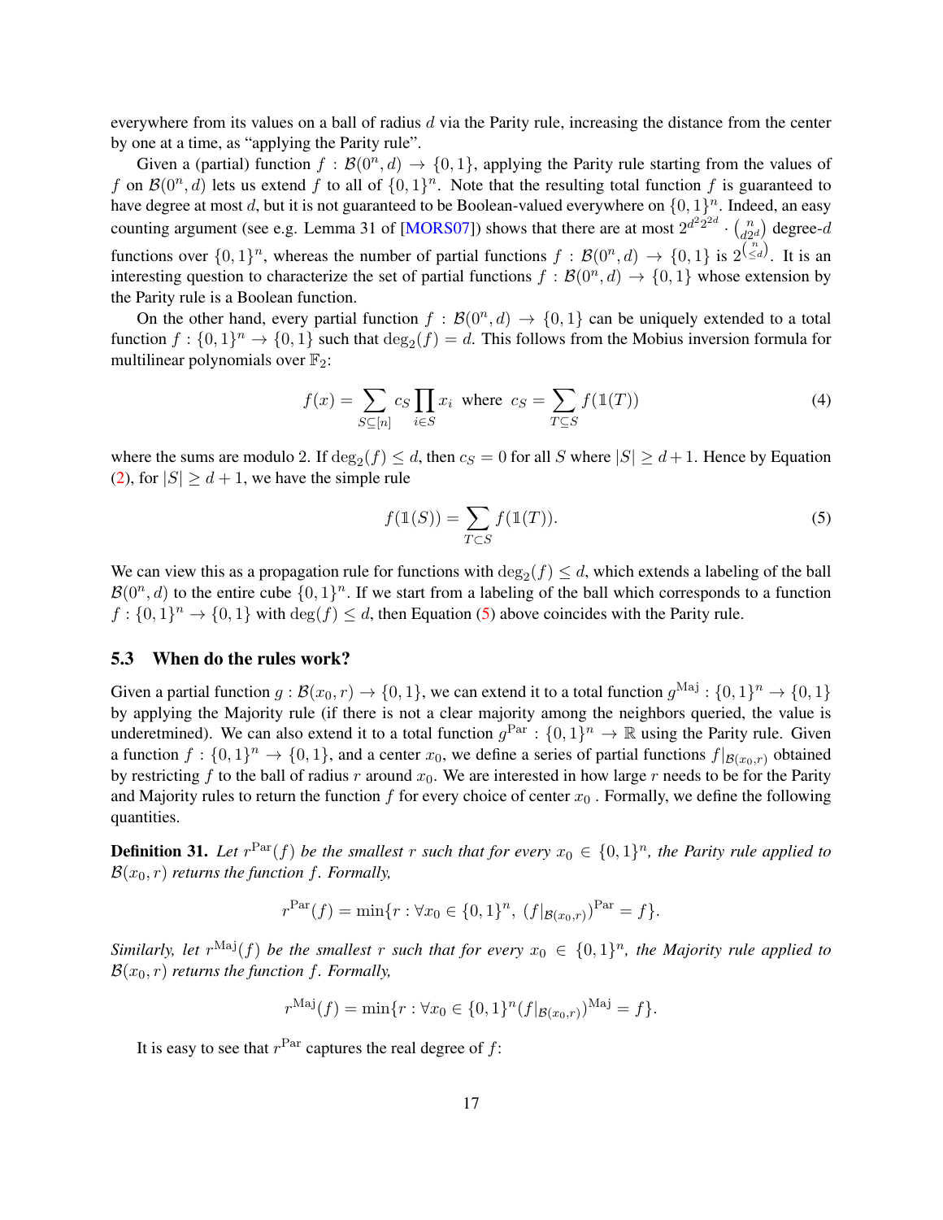everywhere from its values on a ball of radius $d$ via the Parity rule, increasing the distance from the center by one at a time, as "applying the Parity rule".

Given a (partial) function $f : \mathcal{B}(0^n, d) \to \{0,1\}$, applying the Parity rule starting from the values of $f$ on $\mathcal{B}(0^n, d)$ lets us extend $f$ to all of $\{0,1\}^n$. Note that the resulting total function $f$ is guaranteed to have degree at most $d$, but it is not guaranteed to be Boolean-valued everywhere on $\{0,1\}^n$. Indeed, an easy counting argument (see e.g. Lemma 31 of [MORS07]) shows that there are at most $2^{d^2 2^{2d}} \cdot \binom{n}{d2^d}$ degree-$d$ functions over $\{0,1\}^n$, whereas the number of partial functions $f : \mathcal{B}(0^n, d) \to \{0,1\}$ is $2^{\binom{n}{\leq d}}$. It is an interesting question to characterize the set of partial functions $f : \mathcal{B}(0^n, d) \to \{0,1\}$ whose extension by the Parity rule is a Boolean function.

On the other hand, every partial function $f : \mathcal{B}(0^n, d) \to \{0,1\}$ can be uniquely extended to a total function $f : \{0,1\}^n \to \{0,1\}$ such that $\deg_2(f) = d$. This follows from the Mobius inversion formula for multilinear polynomials over $\mathbb{F}_2$:

$$f(x) = \sum_{S \subseteq [n]} c_S \prod_{i \in S} x_i \text{ where } c_S = \sum_{T \subseteq S} f(\mathbb{1}(T)) \tag{4}$$

where the sums are modulo 2. If $\deg_2(f) \leq d$, then $c_S = 0$ for all $S$ where $|S| \geq d+1$. Hence by Equation (2), for $|S| \geq d+1$, we have the simple rule

$$f(\mathbb{1}(S)) = \sum_{T \subset S} f(\mathbb{1}(T)). \tag{5}$$

We can view this as a propagation rule for functions with $\deg_2(f) \leq d$, which extends a labeling of the ball $\mathcal{B}(0^n, d)$ to the entire cube $\{0,1\}^n$. If we start from a labeling of the ball which corresponds to a function $f : \{0,1\}^n \to \{0,1\}$ with $\deg(f) \leq d$, then Equation (5) above coincides with the Parity rule.

### 5.3 When do the rules work?

Given a partial function $g : \mathcal{B}(x_0, r) \to \{0,1\}$, we can extend it to a total function $g^{\mathrm{Maj}} : \{0,1\}^n \to \{0,1\}$ by applying the Majority rule (if there is not a clear majority among the neighbors queried, the value is underetmined). We can also extend it to a total function $g^{\mathrm{Par}} : \{0,1\}^n \to \mathbb{R}$ using the Parity rule. Given a function $f : \{0,1\}^n \to \{0,1\}$, and a center $x_0$, we define a series of partial functions $f|_{\mathcal{B}(x_0,r)}$ obtained by restricting $f$ to the ball of radius $r$ around $x_0$. We are interested in how large $r$ needs to be for the Parity and Majority rules to return the function $f$ for every choice of center $x_0$ . Formally, we define the following quantities.

**Definition 31.** *Let $r^{\mathrm{Par}}(f)$ be the smallest $r$ such that for every $x_0 \in \{0,1\}^n$, the Parity rule applied to $\mathcal{B}(x_0, r)$ returns the function $f$. Formally,*

$$r^{\mathrm{Par}}(f) = \min\{r : \forall x_0 \in \{0,1\}^n,\ (f|_{\mathcal{B}(x_0,r)})^{\mathrm{Par}} = f\}.$$

*Similarly, let $r^{\mathrm{Maj}}(f)$ be the smallest $r$ such that for every $x_0 \in \{0,1\}^n$, the Majority rule applied to $\mathcal{B}(x_0, r)$ returns the function $f$. Formally,*

$$r^{\mathrm{Maj}}(f) = \min\{r : \forall x_0 \in \{0,1\}^n (f|_{\mathcal{B}(x_0,r)})^{\mathrm{Maj}} = f\}.$$

It is easy to see that $r^{\mathrm{Par}}$ captures the real degree of $f$: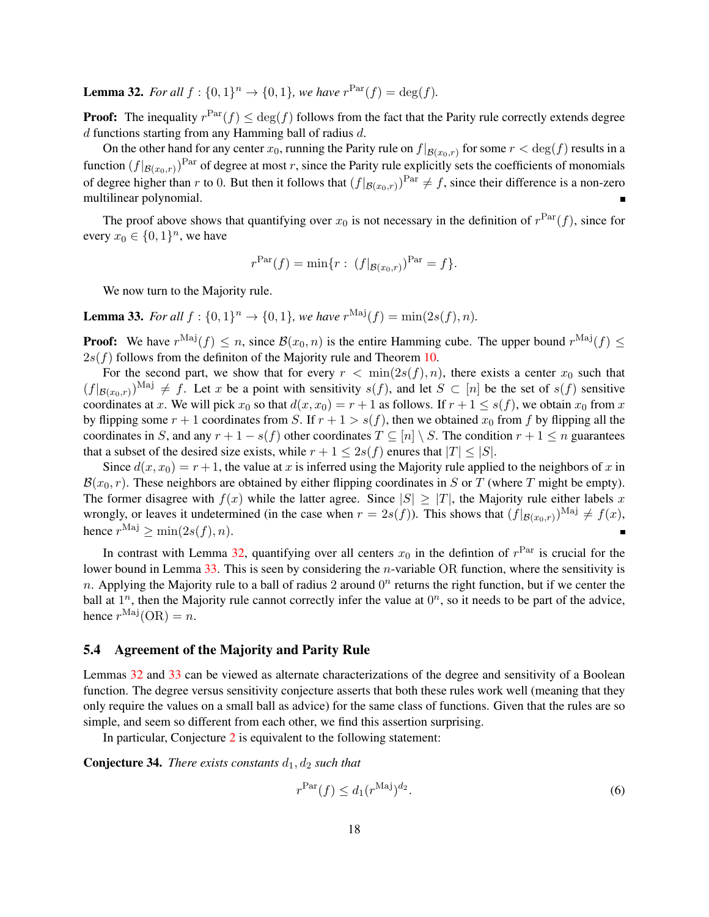**Lemma 32.** *For all $f : \{0,1\}^n \to \{0,1\}$, we have $r^{\mathrm{Par}}(f) = \deg(f)$.*

**Proof:** The inequality $r^{\mathrm{Par}}(f) \le \deg(f)$ follows from the fact that the Parity rule correctly extends degree $d$ functions starting from any Hamming ball of radius $d$.

On the other hand for any center $x_0$, running the Parity rule on $f|_{\mathcal{B}(x_0,r)}$ for some $r < \deg(f)$ results in a function $(f|_{\mathcal{B}(x_0,r)})^{\mathrm{Par}}$ of degree at most $r$, since the Parity rule explicitly sets the coefficients of monomials of degree higher than $r$ to 0. But then it follows that $(f|_{\mathcal{B}(x_0,r)})^{\mathrm{Par}} \neq f$, since their difference is a non-zero multilinear polynomial. ∎

The proof above shows that quantifying over $x_0$ is not necessary in the definition of $r^{\mathrm{Par}}(f)$, since for every $x_0 \in \{0,1\}^n$, we have

$$r^{\mathrm{Par}}(f) = \min\{r : (f|_{\mathcal{B}(x_0,r)})^{\mathrm{Par}} = f\}.$$

We now turn to the Majority rule.

**Lemma 33.** *For all $f : \{0,1\}^n \to \{0,1\}$, we have $r^{\mathrm{Maj}}(f) = \min(2s(f), n)$.*

**Proof:** We have $r^{\mathrm{Maj}}(f) \le n$, since $\mathcal{B}(x_0, n)$ is the entire Hamming cube. The upper bound $r^{\mathrm{Maj}}(f) \le 2s(f)$ follows from the definiton of the Majority rule and Theorem 10.

For the second part, we show that for every $r < \min(2s(f), n)$, there exists a center $x_0$ such that $(f|_{\mathcal{B}(x_0,r)})^{\mathrm{Maj}} \neq f$. Let $x$ be a point with sensitivity $s(f)$, and let $S \subset [n]$ be the set of $s(f)$ sensitive coordinates at $x$. We will pick $x_0$ so that $d(x, x_0) = r + 1$ as follows. If $r + 1 \le s(f)$, we obtain $x_0$ from $x$ by flipping some $r + 1$ coordinates from $S$. If $r + 1 > s(f)$, then we obtained $x_0$ from $f$ by flipping all the coordinates in $S$, and any $r + 1 - s(f)$ other coordinates $T \subseteq [n] \setminus S$. The condition $r + 1 \le n$ guarantees that a subset of the desired size exists, while $r + 1 \le 2s(f)$ enures that $|T| \le |S|$.

Since $d(x, x_0) = r + 1$, the value at $x$ is inferred using the Majority rule applied to the neighbors of $x$ in $\mathcal{B}(x_0, r)$. These neighbors are obtained by either flipping coordinates in $S$ or $T$ (where $T$ might be empty). The former disagree with $f(x)$ while the latter agree. Since $|S| \ge |T|$, the Majority rule either labels $x$ wrongly, or leaves it undetermined (in the case when $r = 2s(f)$). This shows that $(f|_{\mathcal{B}(x_0,r)})^{\mathrm{Maj}} \neq f(x)$, hence $r^{\mathrm{Maj}} \ge \min(2s(f), n)$. ∎

In contrast with Lemma 32, quantifying over all centers $x_0$ in the defintion of $r^{\mathrm{Par}}$ is crucial for the lower bound in Lemma 33. This is seen by considering the $n$-variable OR function, where the sensitivity is $n$. Applying the Majority rule to a ball of radius 2 around $0^n$ returns the right function, but if we center the ball at $1^n$, then the Majority rule cannot correctly infer the value at $0^n$, so it needs to be part of the advice, hence $r^{\mathrm{Maj}}(\mathrm{OR}) = n$.

### 5.4 Agreement of the Majority and Parity Rule

Lemmas 32 and 33 can be viewed as alternate characterizations of the degree and sensitivity of a Boolean function. The degree versus sensitivity conjecture asserts that both these rules work well (meaning that they only require the values on a small ball as advice) for the same class of functions. Given that the rules are so simple, and seem so different from each other, we find this assertion surprising.

In particular, Conjecture 2 is equivalent to the following statement:

**Conjecture 34.** *There exists constants $d_1, d_2$ such that*

$$r^{\mathrm{Par}}(f) \le d_1 (r^{\mathrm{Maj}})^{d_2}. \tag{6}$$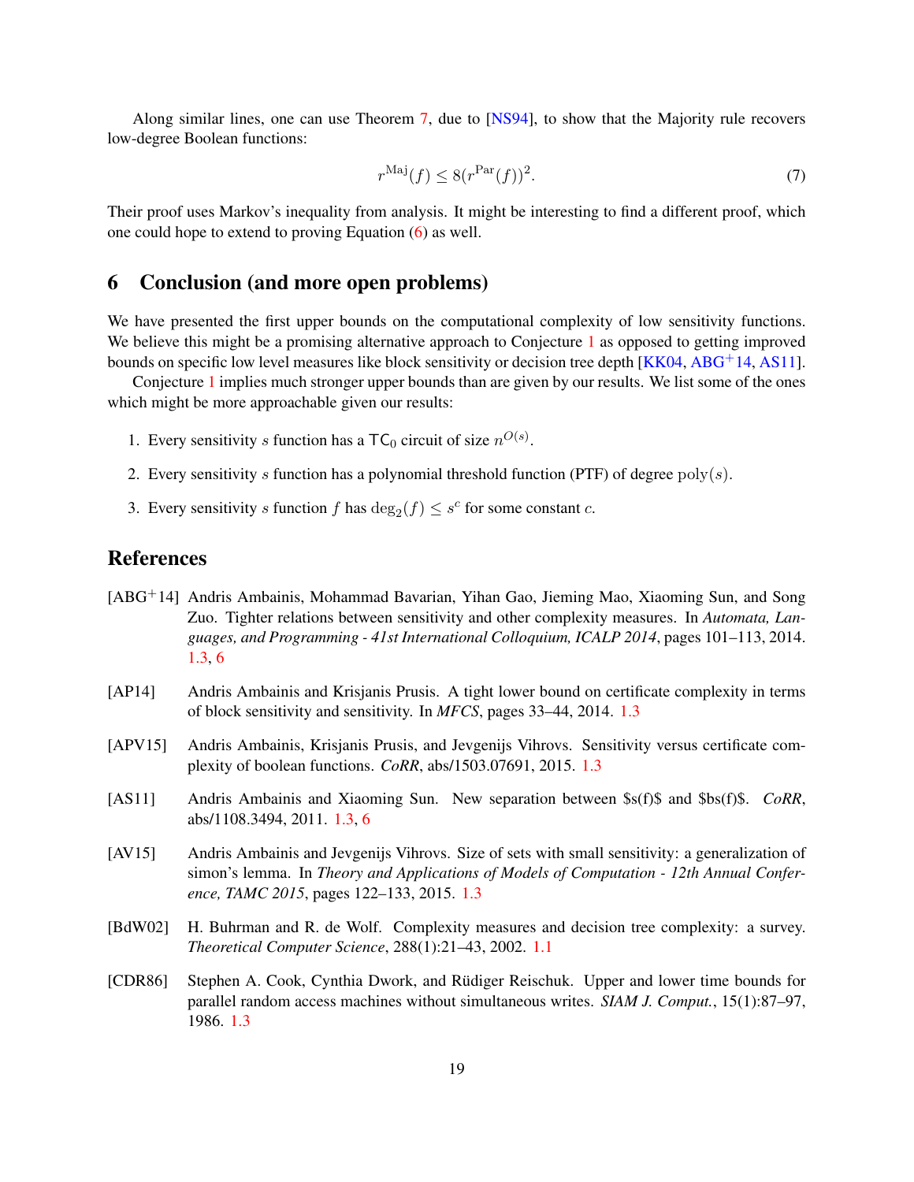Along similar lines, one can use Theorem 7, due to [NS94], to show that the Majority rule recovers low-degree Boolean functions:

$$r^{\mathrm{Maj}}(f) \leq 8(r^{\mathrm{Par}}(f))^2. \tag{7}$$

Their proof uses Markov's inequality from analysis. It might be interesting to find a different proof, which one could hope to extend to proving Equation (6) as well.

## 6 Conclusion (and more open problems)

We have presented the first upper bounds on the computational complexity of low sensitivity functions. We believe this might be a promising alternative approach to Conjecture 1 as opposed to getting improved bounds on specific low level measures like block sensitivity or decision tree depth [KK04, ABG+14, AS11].

Conjecture 1 implies much stronger upper bounds than are given by our results. We list some of the ones which might be more approachable given our results:

1. Every sensitivity $s$ function has a $\mathsf{TC}_0$ circuit of size $n^{O(s)}$.
2. Every sensitivity $s$ function has a polynomial threshold function (PTF) of degree $\mathrm{poly}(s)$.
3. Every sensitivity $s$ function $f$ has $\deg_2(f) \leq s^c$ for some constant $c$.

## References

[ABG+14] Andris Ambainis, Mohammad Bavarian, Yihan Gao, Jieming Mao, Xiaoming Sun, and Song Zuo. Tighter relations between sensitivity and other complexity measures. In *Automata, Languages, and Programming - 41st International Colloquium, ICALP 2014*, pages 101–113, 2014. 1.3, 6

[AP14] Andris Ambainis and Krisjanis Prusis. A tight lower bound on certificate complexity in terms of block sensitivity and sensitivity. In *MFCS*, pages 33–44, 2014. 1.3

[APV15] Andris Ambainis, Krisjanis Prusis, and Jevgenijs Vihrovs. Sensitivity versus certificate complexity of boolean functions. *CoRR*, abs/1503.07691, 2015. 1.3

[AS11] Andris Ambainis and Xiaoming Sun. New separation between $s(f)$ and $bs(f)$. *CoRR*, abs/1108.3494, 2011. 1.3, 6

[AV15] Andris Ambainis and Jevgenijs Vihrovs. Size of sets with small sensitivity: a generalization of simon's lemma. In *Theory and Applications of Models of Computation - 12th Annual Conference, TAMC 2015*, pages 122–133, 2015. 1.3

[BdW02] H. Buhrman and R. de Wolf. Complexity measures and decision tree complexity: a survey. *Theoretical Computer Science*, 288(1):21–43, 2002. 1.1

[CDR86] Stephen A. Cook, Cynthia Dwork, and Rüdiger Reischuk. Upper and lower time bounds for parallel random access machines without simultaneous writes. *SIAM J. Comput.*, 15(1):87–97, 1986. 1.3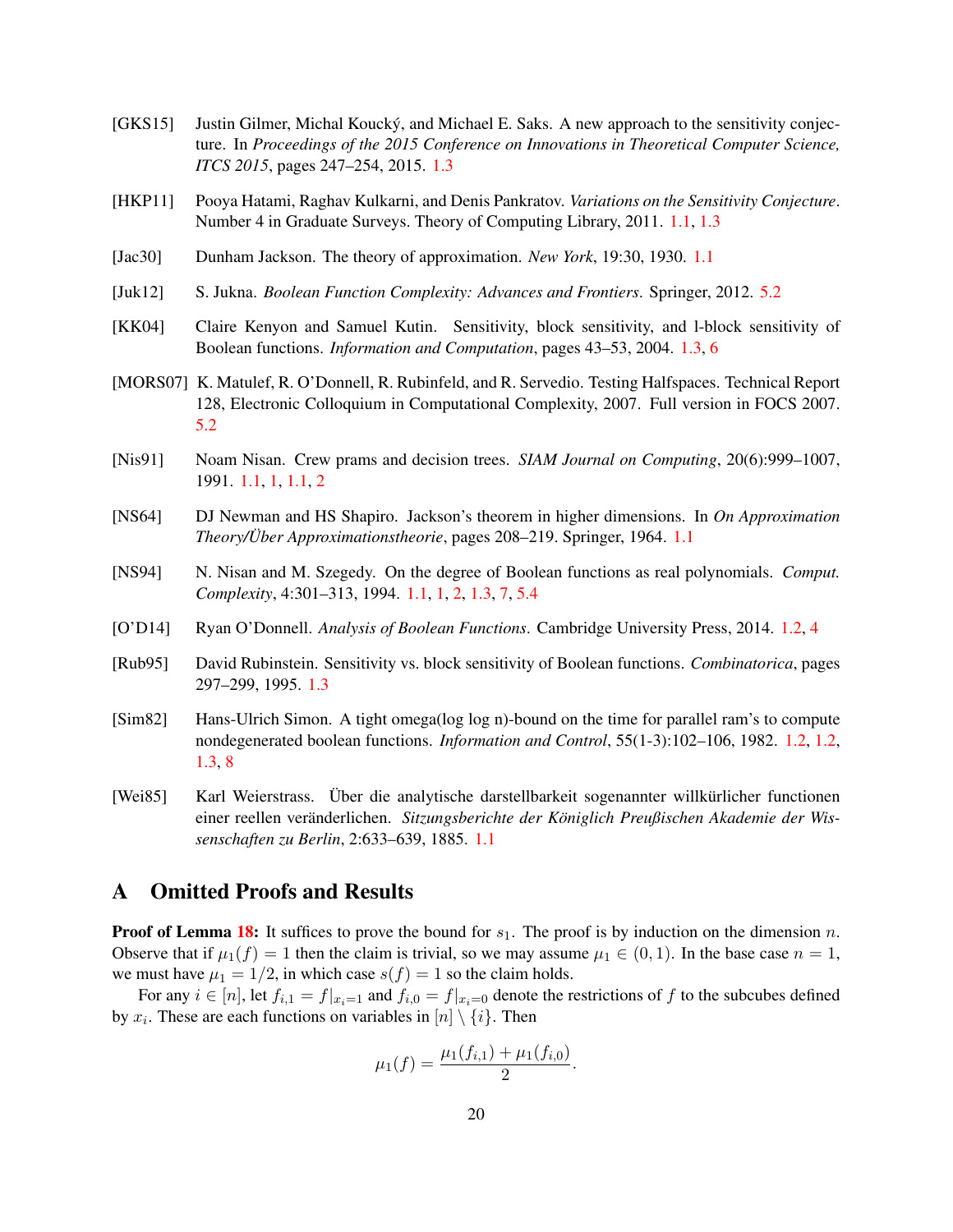[GKS15] Justin Gilmer, Michal Koucký, and Michael E. Saks. A new approach to the sensitivity conjecture. In *Proceedings of the 2015 Conference on Innovations in Theoretical Computer Science, ITCS 2015*, pages 247–254, 2015. 1.3

[HKP11] Pooya Hatami, Raghav Kulkarni, and Denis Pankratov. *Variations on the Sensitivity Conjecture*. Number 4 in Graduate Surveys. Theory of Computing Library, 2011. 1.1, 1.3

[Jac30] Dunham Jackson. The theory of approximation. *New York*, 19:30, 1930. 1.1

[Juk12] S. Jukna. *Boolean Function Complexity: Advances and Frontiers*. Springer, 2012. 5.2

[KK04] Claire Kenyon and Samuel Kutin. Sensitivity, block sensitivity, and l-block sensitivity of Boolean functions. *Information and Computation*, pages 43–53, 2004. 1.3, 6

[MORS07] K. Matulef, R. O'Donnell, R. Rubinfeld, and R. Servedio. Testing Halfspaces. Technical Report 128, Electronic Colloquium in Computational Complexity, 2007. Full version in FOCS 2007. 5.2

[Nis91] Noam Nisan. Crew prams and decision trees. *SIAM Journal on Computing*, 20(6):999–1007, 1991. 1.1, 1, 1.1, 2

[NS64] DJ Newman and HS Shapiro. Jackson's theorem in higher dimensions. In *On Approximation Theory/Über Approximationstheorie*, pages 208–219. Springer, 1964. 1.1

[NS94] N. Nisan and M. Szegedy. On the degree of Boolean functions as real polynomials. *Comput. Complexity*, 4:301–313, 1994. 1.1, 1, 2, 1.3, 7, 5.4

[O'D14] Ryan O'Donnell. *Analysis of Boolean Functions*. Cambridge University Press, 2014. 1.2, 4

[Rub95] David Rubinstein. Sensitivity vs. block sensitivity of Boolean functions. *Combinatorica*, pages 297–299, 1995. 1.3

[Sim82] Hans-Ulrich Simon. A tight omega(log log n)-bound on the time for parallel ram's to compute nondegenerated boolean functions. *Information and Control*, 55(1-3):102–106, 1982. 1.2, 1.2, 1.3, 8

[Wei85] Karl Weierstrass. Über die analytische darstellbarkeit sogenannter willkürlicher functionen einer reellen veränderlichen. *Sitzungsberichte der Königlich Preußischen Akademie der Wissenschaften zu Berlin*, 2:633–639, 1885. 1.1

## A Omitted Proofs and Results

**Proof of Lemma 18:** It suffices to prove the bound for $s_1$. The proof is by induction on the dimension $n$. Observe that if $\mu_1(f) = 1$ then the claim is trivial, so we may assume $\mu_1 \in (0, 1)$. In the base case $n = 1$, we must have $\mu_1 = 1/2$, in which case $s(f) = 1$ so the claim holds.

For any $i \in [n]$, let $f_{i,1} = f|_{x_i=1}$ and $f_{i,0} = f|_{x_i=0}$ denote the restrictions of $f$ to the subcubes defined by $x_i$. These are each functions on variables in $[n] \setminus \{i\}$. Then

$$\mu_1(f) = \frac{\mu_1(f_{i,1}) + \mu_1(f_{i,0})}{2}.$$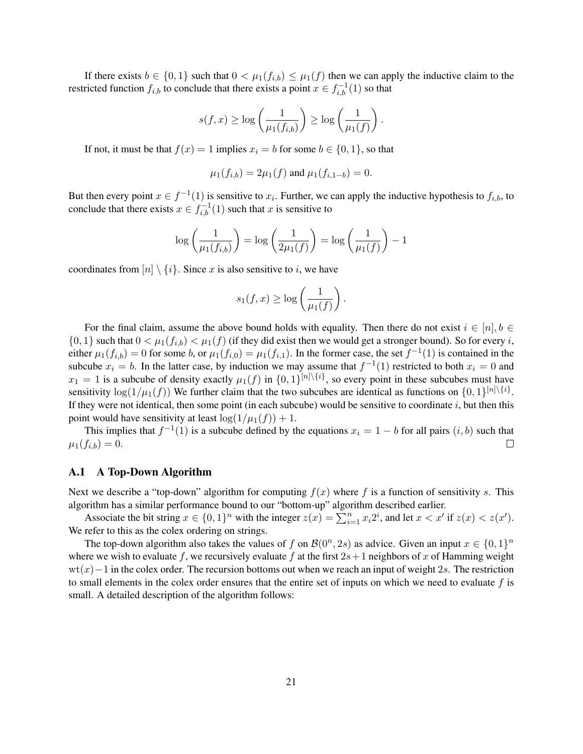If there exists $b \in \{0,1\}$ such that $0 < \mu_1(f_{i,b}) \leq \mu_1(f)$ then we can apply the inductive claim to the restricted function $f_{i,b}$ to conclude that there exists a point $x \in f_{i,b}^{-1}(1)$ so that

$$s(f,x) \geq \log\left(\frac{1}{\mu_1(f_{i,b})}\right) \geq \log\left(\frac{1}{\mu_1(f)}\right).$$

If not, it must be that $f(x) = 1$ implies $x_i = b$ for some $b \in \{0,1\}$, so that

$$\mu_1(f_{i,b}) = 2\mu_1(f) \text{ and } \mu_1(f_{i,1-b}) = 0.$$

But then every point $x \in f^{-1}(1)$ is sensitive to $x_i$. Further, we can apply the inductive hypothesis to $f_{i,b}$, to conclude that there exists $x \in f_{i,b}^{-1}(1)$ such that $x$ is sensitive to

$$\log\left(\frac{1}{\mu_1(f_{i,b})}\right) = \log\left(\frac{1}{2\mu_1(f)}\right) = \log\left(\frac{1}{\mu_1(f)}\right) - 1$$

coordinates from $[n] \setminus \{i\}$. Since $x$ is also sensitive to $i$, we have

$$s_1(f,x) \geq \log\left(\frac{1}{\mu_1(f)}\right).$$

For the final claim, assume the above bound holds with equality. Then there do not exist $i \in [n], b \in \{0,1\}$ such that $0 < \mu_1(f_{i,b}) < \mu_1(f)$ (if they did exist then we would get a stronger bound). So for every $i$, either $\mu_1(f_{i,b}) = 0$ for some $b$, or $\mu_1(f_{i,0}) = \mu_1(f_{i,1})$. In the former case, the set $f^{-1}(1)$ is contained in the subcube $x_i = b$. In the latter case, by induction we may assume that $f^{-1}(1)$ restricted to both $x_i = 0$ and $x_1 = 1$ is a subcube of density exactly $\mu_1(f)$ in $\{0,1\}^{[n]\setminus\{i\}}$, so every point in these subcubes must have sensitivity $\log(1/\mu_1(f))$ We further claim that the two subcubes are identical as functions on $\{0,1\}^{[n]\setminus\{i\}}$. If they were not identical, then some point (in each subcube) would be sensitive to coordinate $i$, but then this point would have sensitivity at least $\log(1/\mu_1(f)) + 1$.

This implies that $f^{-1}(1)$ is a subcube defined by the equations $x_i = 1 - b$ for all pairs $(i,b)$ such that $\mu_1(f_{i,b}) = 0$. □

### A.1 A Top-Down Algorithm

Next we describe a "top-down" algorithm for computing $f(x)$ where $f$ is a function of sensitivity $s$. This algorithm has a similar performance bound to our "bottom-up" algorithm described earlier.

Associate the bit string $x \in \{0,1\}^n$ with the integer $z(x) = \sum_{i=1}^{n} x_i 2^i$, and let $x < x'$ if $z(x) < z(x')$. We refer to this as the colex ordering on strings.

The top-down algorithm also takes the values of $f$ on $\mathcal{B}(0^n, 2s)$ as advice. Given an input $x \in \{0,1\}^n$ where we wish to evaluate $f$, we recursively evaluate $f$ at the first $2s+1$ neighbors of $x$ of Hamming weight $\mathrm{wt}(x)-1$ in the colex order. The recursion bottoms out when we reach an input of weight $2s$. The restriction to small elements in the colex order ensures that the entire set of inputs on which we need to evaluate $f$ is small. A detailed description of the algorithm follows: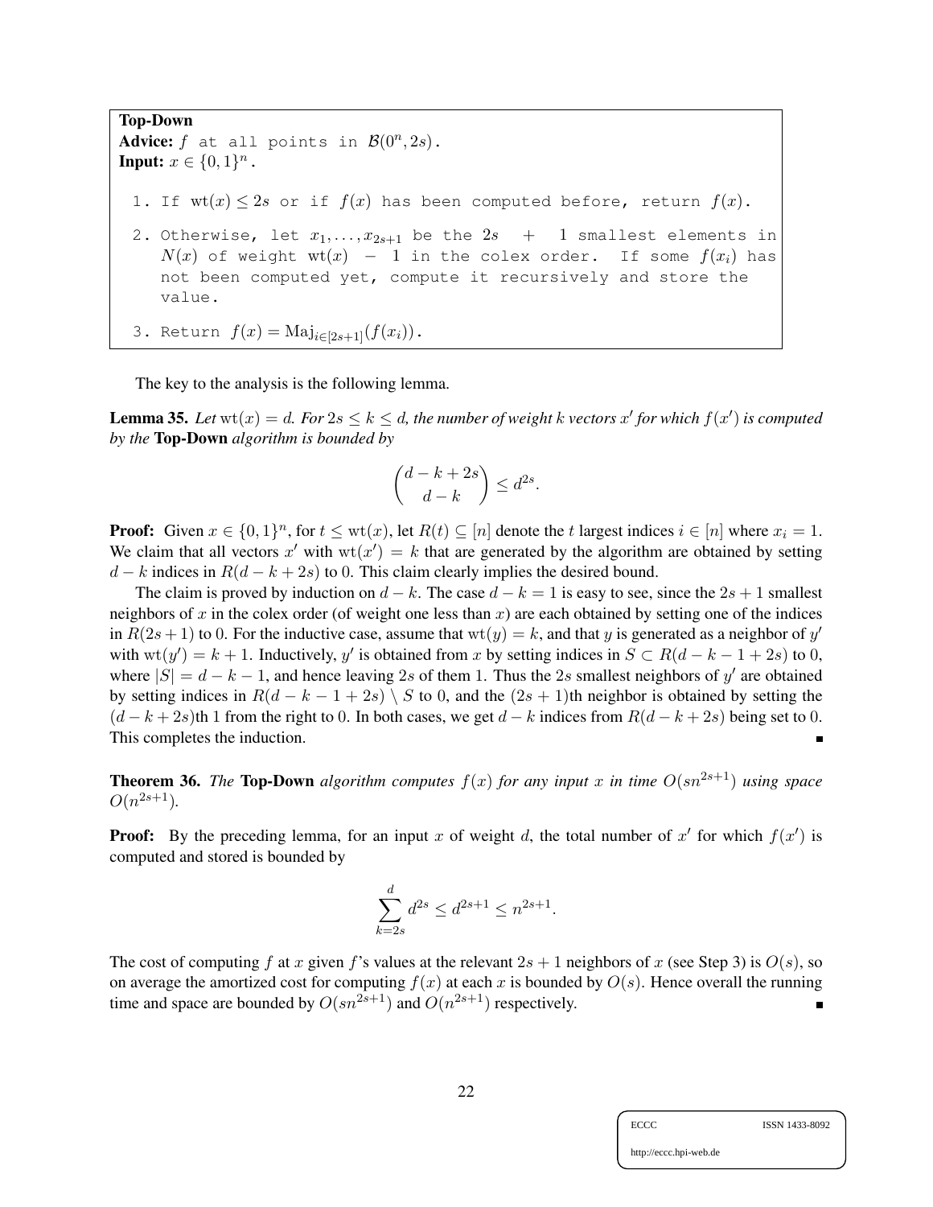**Top-Down**
**Advice:** $f$ at all points in $\mathcal{B}(0^n, 2s)$.
**Input:** $x \in \{0,1\}^n$.

1. If $\mathrm{wt}(x) \le 2s$ or if $f(x)$ has been computed before, return $f(x)$.
2. Otherwise, let $x_1, \ldots, x_{2s+1}$ be the $2s + 1$ smallest elements in $N(x)$ of weight $\mathrm{wt}(x) - 1$ in the colex order. If some $f(x_i)$ has not been computed yet, compute it recursively and store the value.
3. Return $f(x) = \mathrm{Maj}_{i \in [2s+1]}(f(x_i))$.

The key to the analysis is the following lemma.

**Lemma 35.** *Let $\mathrm{wt}(x) = d$. For $2s \le k \le d$, the number of weight $k$ vectors $x'$ for which $f(x')$ is computed by the* **Top-Down** *algorithm is bounded by*

$$\binom{d-k+2s}{d-k} \le d^{2s}.$$

**Proof:** Given $x \in \{0,1\}^n$, for $t \le \mathrm{wt}(x)$, let $R(t) \subseteq [n]$ denote the $t$ largest indices $i \in [n]$ where $x_i = 1$. We claim that all vectors $x'$ with $\mathrm{wt}(x') = k$ that are generated by the algorithm are obtained by setting $d - k$ indices in $R(d - k + 2s)$ to 0. This claim clearly implies the desired bound.

The claim is proved by induction on $d - k$. The case $d - k = 1$ is easy to see, since the $2s + 1$ smallest neighbors of $x$ in the colex order (of weight one less than $x$) are each obtained by setting one of the indices in $R(2s + 1)$ to 0. For the inductive case, assume that $\mathrm{wt}(y) = k$, and that $y$ is generated as a neighbor of $y'$ with $\mathrm{wt}(y') = k + 1$. Inductively, $y'$ is obtained from $x$ by setting indices in $S \subset R(d - k - 1 + 2s)$ to 0, where $|S| = d - k - 1$, and hence leaving $2s$ of them 1. Thus the $2s$ smallest neighbors of $y'$ are obtained by setting indices in $R(d - k - 1 + 2s) \setminus S$ to 0, and the $(2s + 1)$th neighbor is obtained by setting the $(d - k + 2s)$th 1 from the right to 0. In both cases, we get $d - k$ indices from $R(d - k + 2s)$ being set to 0. This completes the induction. ∎

**Theorem 36.** *The* **Top-Down** *algorithm computes $f(x)$ for any input $x$ in time $O(sn^{2s+1})$ using space $O(n^{2s+1})$.*

**Proof:** By the preceding lemma, for an input $x$ of weight $d$, the total number of $x'$ for which $f(x')$ is computed and stored is bounded by

$$\sum_{k=2s}^{d} d^{2s} \le d^{2s+1} \le n^{2s+1}.$$

The cost of computing $f$ at $x$ given $f$'s values at the relevant $2s + 1$ neighbors of $x$ (see Step 3) is $O(s)$, so on average the amortized cost for computing $f(x)$ at each $x$ is bounded by $O(s)$. Hence overall the running time and space are bounded by $O(sn^{2s+1})$ and $O(n^{2s+1})$ respectively. ∎